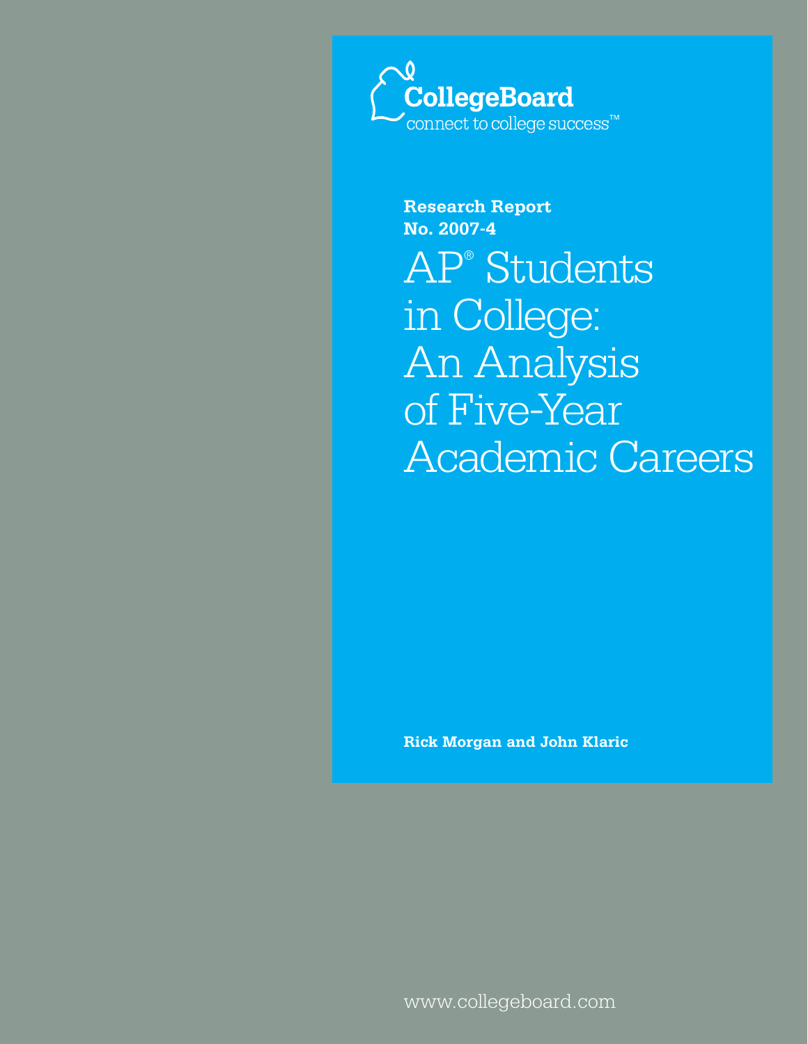CollegeBoard

connect to college success™

**Research Report**
**No. 2007-4**

# AP® Students in College: An Analysis of Five-Year Academic Careers

**Rick Morgan and John Klaric**

www.collegeboard.com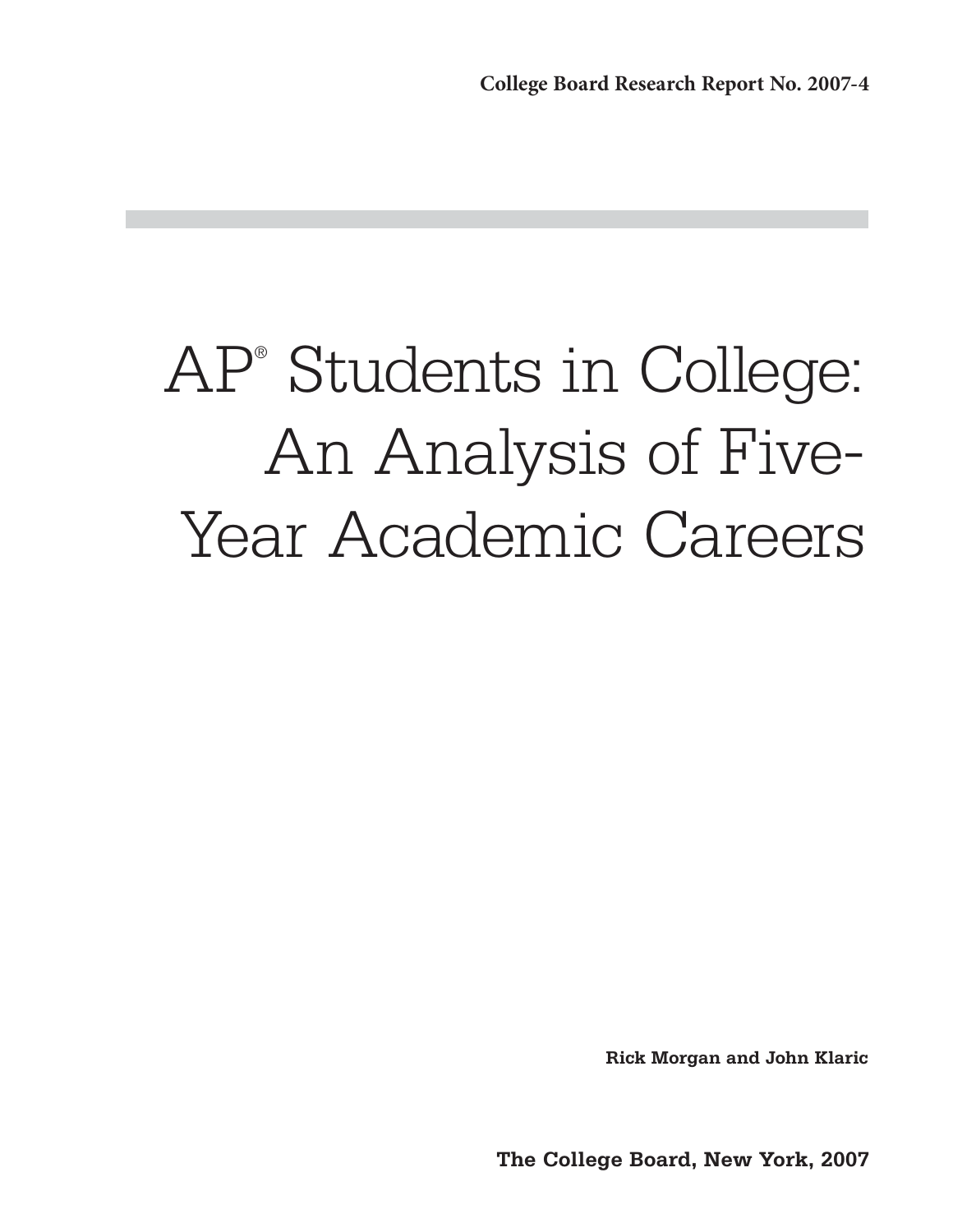College Board Research Report No. 2007-4

# AP® Students in College: An Analysis of Five-Year Academic Careers

**Rick Morgan and John Klaric**

**The College Board, New York, 2007**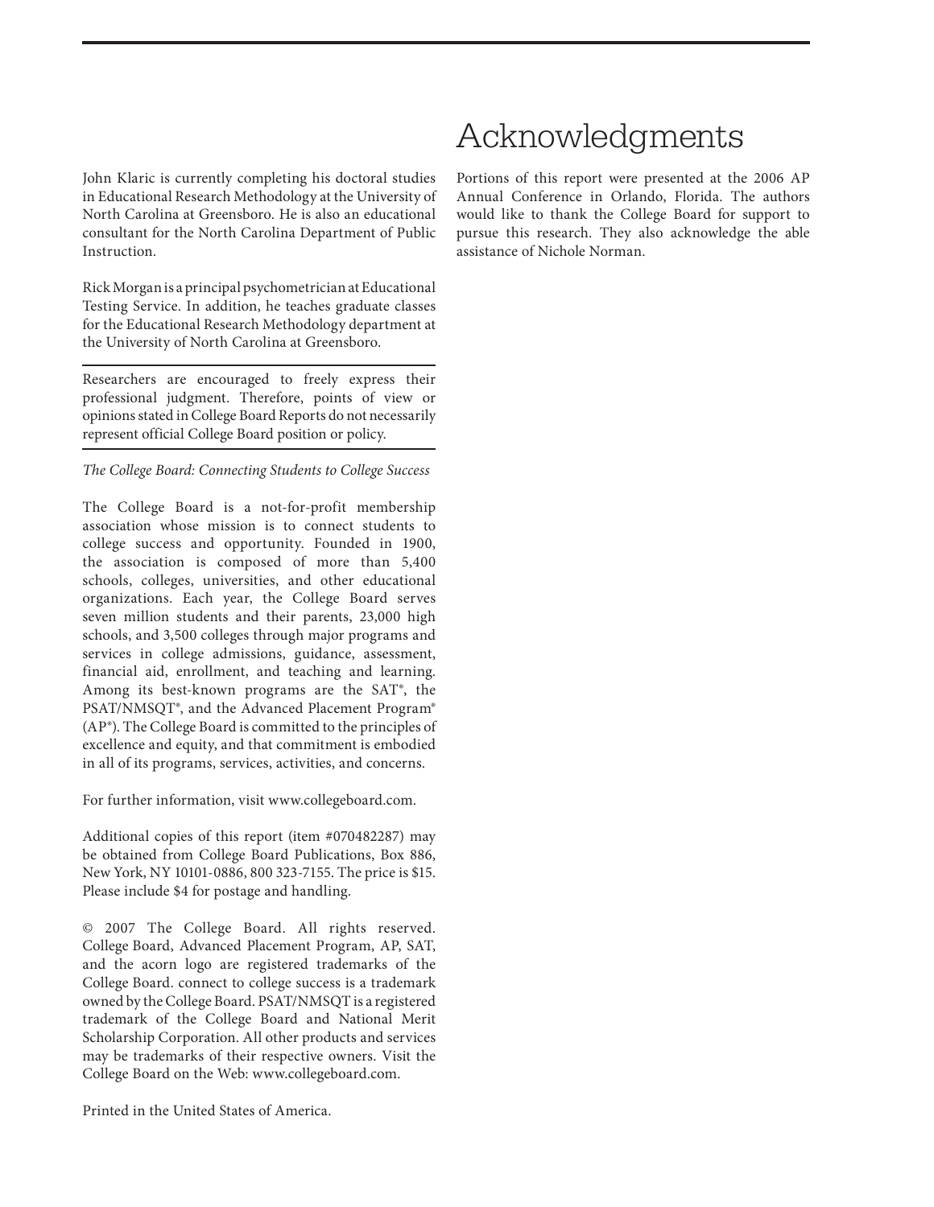John Klaric is currently completing his doctoral studies in Educational Research Methodology at the University of North Carolina at Greensboro. He is also an educational consultant for the North Carolina Department of Public Instruction.

Rick Morgan is a principal psychometrician at Educational Testing Service. In addition, he teaches graduate classes for the Educational Research Methodology department at the University of North Carolina at Greensboro.

---

Researchers are encouraged to freely express their professional judgment. Therefore, points of view or opinions stated in College Board Reports do not necessarily represent official College Board position or policy.

---

*The College Board: Connecting Students to College Success*

The College Board is a not-for-profit membership association whose mission is to connect students to college success and opportunity. Founded in 1900, the association is composed of more than 5,400 schools, colleges, universities, and other educational organizations. Each year, the College Board serves seven million students and their parents, 23,000 high schools, and 3,500 colleges through major programs and services in college admissions, guidance, assessment, financial aid, enrollment, and teaching and learning. Among its best-known programs are the SAT®, the PSAT/NMSQT®, and the Advanced Placement Program® (AP®). The College Board is committed to the principles of excellence and equity, and that commitment is embodied in all of its programs, services, activities, and concerns.

For further information, visit www.collegeboard.com.

Additional copies of this report (item #070482287) may be obtained from College Board Publications, Box 886, New York, NY 10101-0886, 800 323-7155. The price is $15. Please include $4 for postage and handling.

© 2007 The College Board. All rights reserved. College Board, Advanced Placement Program, AP, SAT, and the acorn logo are registered trademarks of the College Board. connect to college success is a trademark owned by the College Board. PSAT/NMSQT is a registered trademark of the College Board and National Merit Scholarship Corporation. All other products and services may be trademarks of their respective owners. Visit the College Board on the Web: www.collegeboard.com.

Printed in the United States of America.

# Acknowledgments

Portions of this report were presented at the 2006 AP Annual Conference in Orlando, Florida. The authors would like to thank the College Board for support to pursue this research. They also acknowledge the able assistance of Nichole Norman.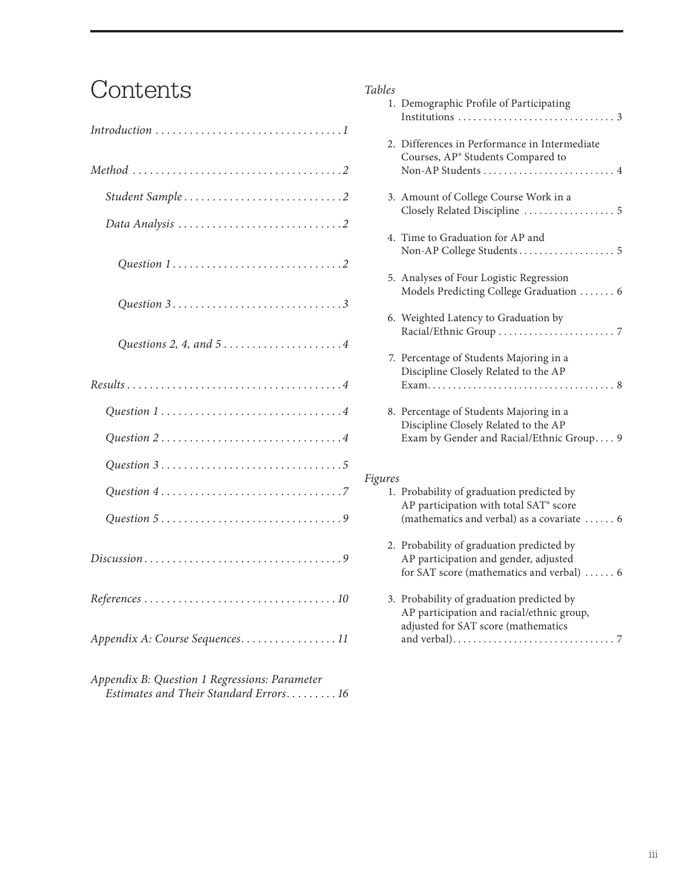# Contents

*Introduction* . . . . . . . . . . . . . . . . . . . . . . . . . . . . . . . . . 1

*Method* . . . . . . . . . . . . . . . . . . . . . . . . . . . . . . . . . . . . . 2

- *Student Sample* . . . . . . . . . . . . . . . . . . . . . . . . . . . . 2
- *Data Analysis* . . . . . . . . . . . . . . . . . . . . . . . . . . . . . 2
  - *Question 1* . . . . . . . . . . . . . . . . . . . . . . . . . . . . . 2
  - *Question 3* . . . . . . . . . . . . . . . . . . . . . . . . . . . . . 3
  - *Questions 2, 4, and 5* . . . . . . . . . . . . . . . . . . . . . 4

*Results* . . . . . . . . . . . . . . . . . . . . . . . . . . . . . . . . . . . . . 4

- *Question 1* . . . . . . . . . . . . . . . . . . . . . . . . . . . . . . . 4
- *Question 2* . . . . . . . . . . . . . . . . . . . . . . . . . . . . . . . 4
- *Question 3* . . . . . . . . . . . . . . . . . . . . . . . . . . . . . . . 5
- *Question 4* . . . . . . . . . . . . . . . . . . . . . . . . . . . . . . . 7
- *Question 5* . . . . . . . . . . . . . . . . . . . . . . . . . . . . . . . 9

*Discussion* . . . . . . . . . . . . . . . . . . . . . . . . . . . . . . . . . . 9

*References* . . . . . . . . . . . . . . . . . . . . . . . . . . . . . . . . . 10

*Appendix A: Course Sequences* . . . . . . . . . . . . . . . . 11

*Appendix B: Question 1 Regressions: Parameter Estimates and Their Standard Errors* . . . . . . . . . 16

*Tables*

1. Demographic Profile of Participating Institutions . . . . . . . . . . . . . . . . . . . . . . . . . . . . . . 3
2. Differences in Performance in Intermediate Courses, AP® Students Compared to Non-AP Students . . . . . . . . . . . . . . . . . . . . . . . . . 4
3. Amount of College Course Work in a Closely Related Discipline . . . . . . . . . . . . . . . . . 5
4. Time to Graduation for AP and Non-AP College Students . . . . . . . . . . . . . . . . . . 5
5. Analyses of Four Logistic Regression Models Predicting College Graduation . . . . . . . 6
6. Weighted Latency to Graduation by Racial/Ethnic Group . . . . . . . . . . . . . . . . . . . . . . 7
7. Percentage of Students Majoring in a Discipline Closely Related to the AP Exam. . . . . . . . . . . . . . . . . . . . . . . . . . . . . . . . . . . . 8
8. Percentage of Students Majoring in a Discipline Closely Related to the AP Exam by Gender and Racial/Ethnic Group . . . . 9

*Figures*

1. Probability of graduation predicted by AP participation with total SAT® score (mathematics and verbal) as a covariate . . . . . . 6
2. Probability of graduation predicted by AP participation and gender, adjusted for SAT score (mathematics and verbal) . . . . . . 6
3. Probability of graduation predicted by AP participation and racial/ethnic group, adjusted for SAT score (mathematics and verbal). . . . . . . . . . . . . . . . . . . . . . . . . . . . . . . 7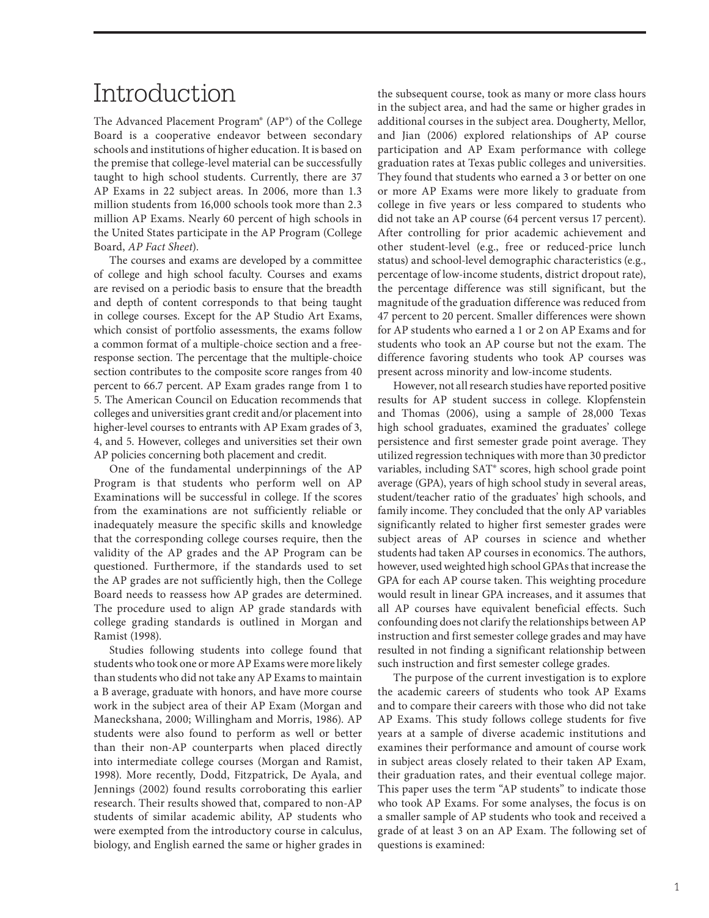# Introduction

The Advanced Placement Program® (AP®) of the College Board is a cooperative endeavor between secondary schools and institutions of higher education. It is based on the premise that college-level material can be successfully taught to high school students. Currently, there are 37 AP Exams in 22 subject areas. In 2006, more than 1.3 million students from 16,000 schools took more than 2.3 million AP Exams. Nearly 60 percent of high schools in the United States participate in the AP Program (College Board, *AP Fact Sheet*).

The courses and exams are developed by a committee of college and high school faculty. Courses and exams are revised on a periodic basis to ensure that the breadth and depth of content corresponds to that being taught in college courses. Except for the AP Studio Art Exams, which consist of portfolio assessments, the exams follow a common format of a multiple-choice section and a free-response section. The percentage that the multiple-choice section contributes to the composite score ranges from 40 percent to 66.7 percent. AP Exam grades range from 1 to 5. The American Council on Education recommends that colleges and universities grant credit and/or placement into higher-level courses to entrants with AP Exam grades of 3, 4, and 5. However, colleges and universities set their own AP policies concerning both placement and credit.

One of the fundamental underpinnings of the AP Program is that students who perform well on AP Examinations will be successful in college. If the scores from the examinations are not sufficiently reliable or inadequately measure the specific skills and knowledge that the corresponding college courses require, then the validity of the AP grades and the AP Program can be questioned. Furthermore, if the standards used to set the AP grades are not sufficiently high, then the College Board needs to reassess how AP grades are determined. The procedure used to align AP grade standards with college grading standards is outlined in Morgan and Ramist (1998).

Studies following students into college found that students who took one or more AP Exams were more likely than students who did not take any AP Exams to maintain a B average, graduate with honors, and have more course work in the subject area of their AP Exam (Morgan and Maneckshana, 2000; Willingham and Morris, 1986). AP students were also found to perform as well or better than their non-AP counterparts when placed directly into intermediate college courses (Morgan and Ramist, 1998). More recently, Dodd, Fitzpatrick, De Ayala, and Jennings (2002) found results corroborating this earlier research. Their results showed that, compared to non-AP students of similar academic ability, AP students who were exempted from the introductory course in calculus, biology, and English earned the same or higher grades in the subsequent course, took as many or more class hours in the subject area, and had the same or higher grades in additional courses in the subject area. Dougherty, Mellor, and Jian (2006) explored relationships of AP course participation and AP Exam performance with college graduation rates at Texas public colleges and universities. They found that students who earned a 3 or better on one or more AP Exams were more likely to graduate from college in five years or less compared to students who did not take an AP course (64 percent versus 17 percent). After controlling for prior academic achievement and other student-level (e.g., free or reduced-price lunch status) and school-level demographic characteristics (e.g., percentage of low-income students, district dropout rate), the percentage difference was still significant, but the magnitude of the graduation difference was reduced from 47 percent to 20 percent. Smaller differences were shown for AP students who earned a 1 or 2 on AP Exams and for students who took an AP course but not the exam. The difference favoring students who took AP courses was present across minority and low-income students.

However, not all research studies have reported positive results for AP student success in college. Klopfenstein and Thomas (2006), using a sample of 28,000 Texas high school graduates, examined the graduates' college persistence and first semester grade point average. They utilized regression techniques with more than 30 predictor variables, including SAT® scores, high school grade point average (GPA), years of high school study in several areas, student/teacher ratio of the graduates' high schools, and family income. They concluded that the only AP variables significantly related to higher first semester grades were subject areas of AP courses in science and whether students had taken AP courses in economics. The authors, however, used weighted high school GPAs that increase the GPA for each AP course taken. This weighting procedure would result in linear GPA increases, and it assumes that all AP courses have equivalent beneficial effects. Such confounding does not clarify the relationships between AP instruction and first semester college grades and may have resulted in not finding a significant relationship between such instruction and first semester college grades.

The purpose of the current investigation is to explore the academic careers of students who took AP Exams and to compare their careers with those who did not take AP Exams. This study follows college students for five years at a sample of diverse academic institutions and examines their performance and amount of course work in subject areas closely related to their taken AP Exam, their graduation rates, and their eventual college major. This paper uses the term "AP students" to indicate those who took AP Exams. For some analyses, the focus is on a smaller sample of AP students who took and received a grade of at least 3 on an AP Exam. The following set of questions is examined: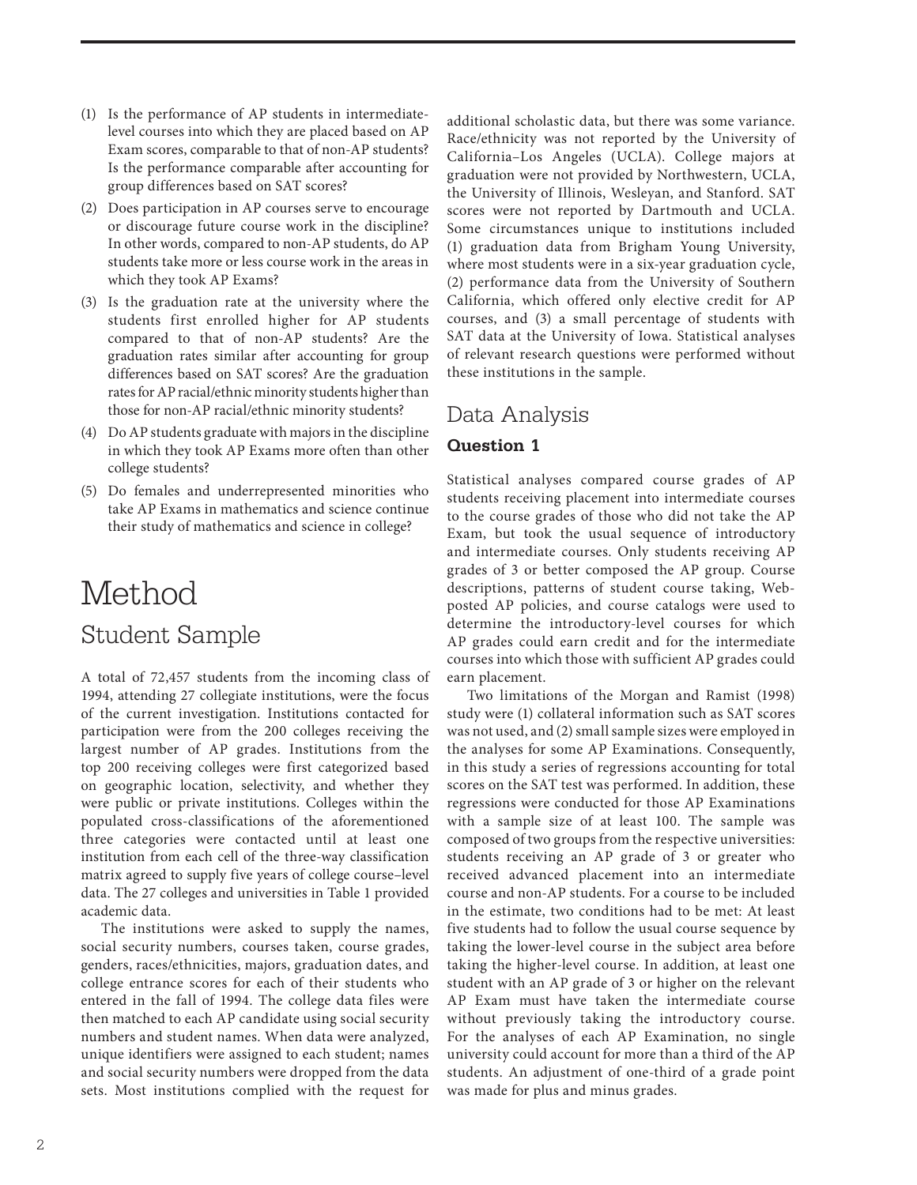(1) Is the performance of AP students in intermediate-level courses into which they are placed based on AP Exam scores, comparable to that of non-AP students? Is the performance comparable after accounting for group differences based on SAT scores?

(2) Does participation in AP courses serve to encourage or discourage future course work in the discipline? In other words, compared to non-AP students, do AP students take more or less course work in the areas in which they took AP Exams?

(3) Is the graduation rate at the university where the students first enrolled higher for AP students compared to that of non-AP students? Are the graduation rates similar after accounting for group differences based on SAT scores? Are the graduation rates for AP racial/ethnic minority students higher than those for non-AP racial/ethnic minority students?

(4) Do AP students graduate with majors in the discipline in which they took AP Exams more often than other college students?

(5) Do females and underrepresented minorities who take AP Exams in mathematics and science continue their study of mathematics and science in college?

# Method

## Student Sample

A total of 72,457 students from the incoming class of 1994, attending 27 collegiate institutions, were the focus of the current investigation. Institutions contacted for participation were from the 200 colleges receiving the largest number of AP grades. Institutions from the top 200 receiving colleges were first categorized based on geographic location, selectivity, and whether they were public or private institutions. Colleges within the populated cross-classifications of the aforementioned three categories were contacted until at least one institution from each cell of the three-way classification matrix agreed to supply five years of college course–level data. The 27 colleges and universities in Table 1 provided academic data.

The institutions were asked to supply the names, social security numbers, courses taken, course grades, genders, races/ethnicities, majors, graduation dates, and college entrance scores for each of their students who entered in the fall of 1994. The college data files were then matched to each AP candidate using social security numbers and student names. When data were analyzed, unique identifiers were assigned to each student; names and social security numbers were dropped from the data sets. Most institutions complied with the request for additional scholastic data, but there was some variance. Race/ethnicity was not reported by the University of California–Los Angeles (UCLA). College majors at graduation were not provided by Northwestern, UCLA, the University of Illinois, Wesleyan, and Stanford. SAT scores were not reported by Dartmouth and UCLA. Some circumstances unique to institutions included (1) graduation data from Brigham Young University, where most students were in a six-year graduation cycle, (2) performance data from the University of Southern California, which offered only elective credit for AP courses, and (3) a small percentage of students with SAT data at the University of Iowa. Statistical analyses of relevant research questions were performed without these institutions in the sample.

## Data Analysis

### Question 1

Statistical analyses compared course grades of AP students receiving placement into intermediate courses to the course grades of those who did not take the AP Exam, but took the usual sequence of introductory and intermediate courses. Only students receiving AP grades of 3 or better composed the AP group. Course descriptions, patterns of student course taking, Web-posted AP policies, and course catalogs were used to determine the introductory-level courses for which AP grades could earn credit and for the intermediate courses into which those with sufficient AP grades could earn placement.

Two limitations of the Morgan and Ramist (1998) study were (1) collateral information such as SAT scores was not used, and (2) small sample sizes were employed in the analyses for some AP Examinations. Consequently, in this study a series of regressions accounting for total scores on the SAT test was performed. In addition, these regressions were conducted for those AP Examinations with a sample size of at least 100. The sample was composed of two groups from the respective universities: students receiving an AP grade of 3 or greater who received advanced placement into an intermediate course and non-AP students. For a course to be included in the estimate, two conditions had to be met: At least five students had to follow the usual course sequence by taking the lower-level course in the subject area before taking the higher-level course. In addition, at least one student with an AP grade of 3 or higher on the relevant AP Exam must have taken the intermediate course without previously taking the introductory course. For the analyses of each AP Examination, no single university could account for more than a third of the AP students. An adjustment of one-third of a grade point was made for plus and minus grades.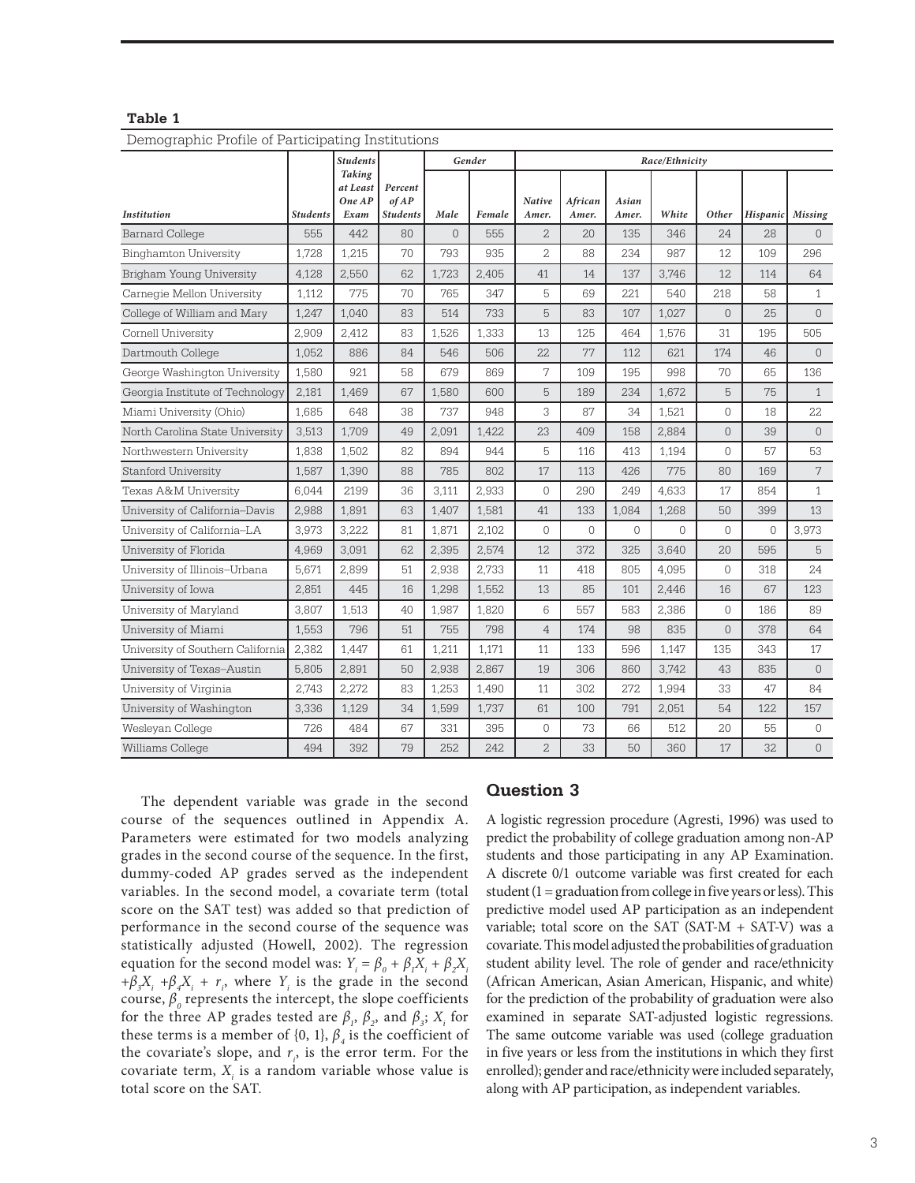**Table 1**

Demographic Profile of Participating Institutions

| *Institution* | *Students* | *Students Taking at Least One AP Exam* | *Percent of AP Students* | *Gender* | | *Race/Ethnicity* | | | | | | |
|---|---|---|---|---|---|---|---|---|---|---|---|---|
| | | | | *Male* | *Female* | *Native Amer.* | *African Amer.* | *Asian Amer.* | *White* | *Other* | *Hispanic* | *Missing* |
| Barnard College | 555 | 442 | 80 | 0 | 555 | 2 | 20 | 135 | 346 | 24 | 28 | 0 |
| Binghamton University | 1,728 | 1,215 | 70 | 793 | 935 | 2 | 88 | 234 | 987 | 12 | 109 | 296 |
| Brigham Young University | 4,128 | 2,550 | 62 | 1,723 | 2,405 | 41 | 14 | 137 | 3,746 | 12 | 114 | 64 |
| Carnegie Mellon University | 1,112 | 775 | 70 | 765 | 347 | 5 | 69 | 221 | 540 | 218 | 58 | 1 |
| College of William and Mary | 1,247 | 1,040 | 83 | 514 | 733 | 5 | 83 | 107 | 1,027 | 0 | 25 | 0 |
| Cornell University | 2,909 | 2,412 | 83 | 1,526 | 1,333 | 13 | 125 | 464 | 1,576 | 31 | 195 | 505 |
| Dartmouth College | 1,052 | 886 | 84 | 546 | 506 | 22 | 77 | 112 | 621 | 174 | 46 | 0 |
| George Washington University | 1,580 | 921 | 58 | 679 | 869 | 7 | 109 | 195 | 998 | 70 | 65 | 136 |
| Georgia Institute of Technology | 2,181 | 1,469 | 67 | 1,580 | 600 | 5 | 189 | 234 | 1,672 | 5 | 75 | 1 |
| Miami University (Ohio) | 1,685 | 648 | 38 | 737 | 948 | 3 | 87 | 34 | 1,521 | 0 | 18 | 22 |
| North Carolina State University | 3,513 | 1,709 | 49 | 2,091 | 1,422 | 23 | 409 | 158 | 2,884 | 0 | 39 | 0 |
| Northwestern University | 1,838 | 1,502 | 82 | 894 | 944 | 5 | 116 | 413 | 1,194 | 0 | 57 | 53 |
| Stanford University | 1,587 | 1,390 | 88 | 785 | 802 | 17 | 113 | 426 | 775 | 80 | 169 | 7 |
| Texas A&M University | 6,044 | 2199 | 36 | 3,111 | 2,933 | 0 | 290 | 249 | 4,633 | 17 | 854 | 1 |
| University of California–Davis | 2,988 | 1,891 | 63 | 1,407 | 1,581 | 41 | 133 | 1,084 | 1,268 | 50 | 399 | 13 |
| University of California–LA | 3,973 | 3,222 | 81 | 1,871 | 2,102 | 0 | 0 | 0 | 0 | 0 | 0 | 3,973 |
| University of Florida | 4,969 | 3,091 | 62 | 2,395 | 2,574 | 12 | 372 | 325 | 3,640 | 20 | 595 | 5 |
| University of Illinois–Urbana | 5,671 | 2,899 | 51 | 2,938 | 2,733 | 11 | 418 | 805 | 4,095 | 0 | 318 | 24 |
| University of Iowa | 2,851 | 445 | 16 | 1,298 | 1,552 | 13 | 85 | 101 | 2,446 | 16 | 67 | 123 |
| University of Maryland | 3,807 | 1,513 | 40 | 1,987 | 1,820 | 6 | 557 | 583 | 2,386 | 0 | 186 | 89 |
| University of Miami | 1,553 | 796 | 51 | 755 | 798 | 4 | 174 | 98 | 835 | 0 | 378 | 64 |
| University of Southern California | 2,382 | 1,447 | 61 | 1,211 | 1,171 | 11 | 133 | 596 | 1,147 | 135 | 343 | 17 |
| University of Texas–Austin | 5,805 | 2,891 | 50 | 2,938 | 2,867 | 19 | 306 | 860 | 3,742 | 43 | 835 | 0 |
| University of Virginia | 2,743 | 2,272 | 83 | 1,253 | 1,490 | 11 | 302 | 272 | 1,994 | 33 | 47 | 84 |
| University of Washington | 3,336 | 1,129 | 34 | 1,599 | 1,737 | 61 | 100 | 791 | 2,051 | 54 | 122 | 157 |
| Wesleyan College | 726 | 484 | 67 | 331 | 395 | 0 | 73 | 66 | 512 | 20 | 55 | 0 |
| Williams College | 494 | 392 | 79 | 252 | 242 | 2 | 33 | 50 | 360 | 17 | 32 | 0 |

The dependent variable was grade in the second course of the sequences outlined in Appendix A. Parameters were estimated for two models analyzing grades in the second course of the sequence. In the first, dummy-coded AP grades served as the independent variables. In the second model, a covariate term (total score on the SAT test) was added so that prediction of performance in the second course of the sequence was statistically adjusted (Howell, 2002). The regression equation for the second model was: $Y_i = \beta_0 + \beta_1 X_i + \beta_2 X_i + \beta_3 X_i + \beta_4 X_i + r_i$, where $Y_i$ is the grade in the second course, $\beta_0$ represents the intercept, the slope coefficients for the three AP grades tested are $\beta_1$, $\beta_2$, and $\beta_3$; $X_i$ for these terms is a member of {0, 1}, $\beta_4$ is the coefficient of the covariate's slope, and $r_i$, is the error term. For the covariate term, $X_i$ is a random variable whose value is total score on the SAT.

## Question 3

A logistic regression procedure (Agresti, 1996) was used to predict the probability of college graduation among non-AP students and those participating in any AP Examination. A discrete 0/1 outcome variable was first created for each student (1 = graduation from college in five years or less). This predictive model used AP participation as an independent variable; total score on the SAT (SAT-M + SAT-V) was a covariate. This model adjusted the probabilities of graduation student ability level. The role of gender and race/ethnicity (African American, Asian American, Hispanic, and white) for the prediction of the probability of graduation were also examined in separate SAT-adjusted logistic regressions. The same outcome variable was used (college graduation in five years or less from the institutions in which they first enrolled); gender and race/ethnicity were included separately, along with AP participation, as independent variables.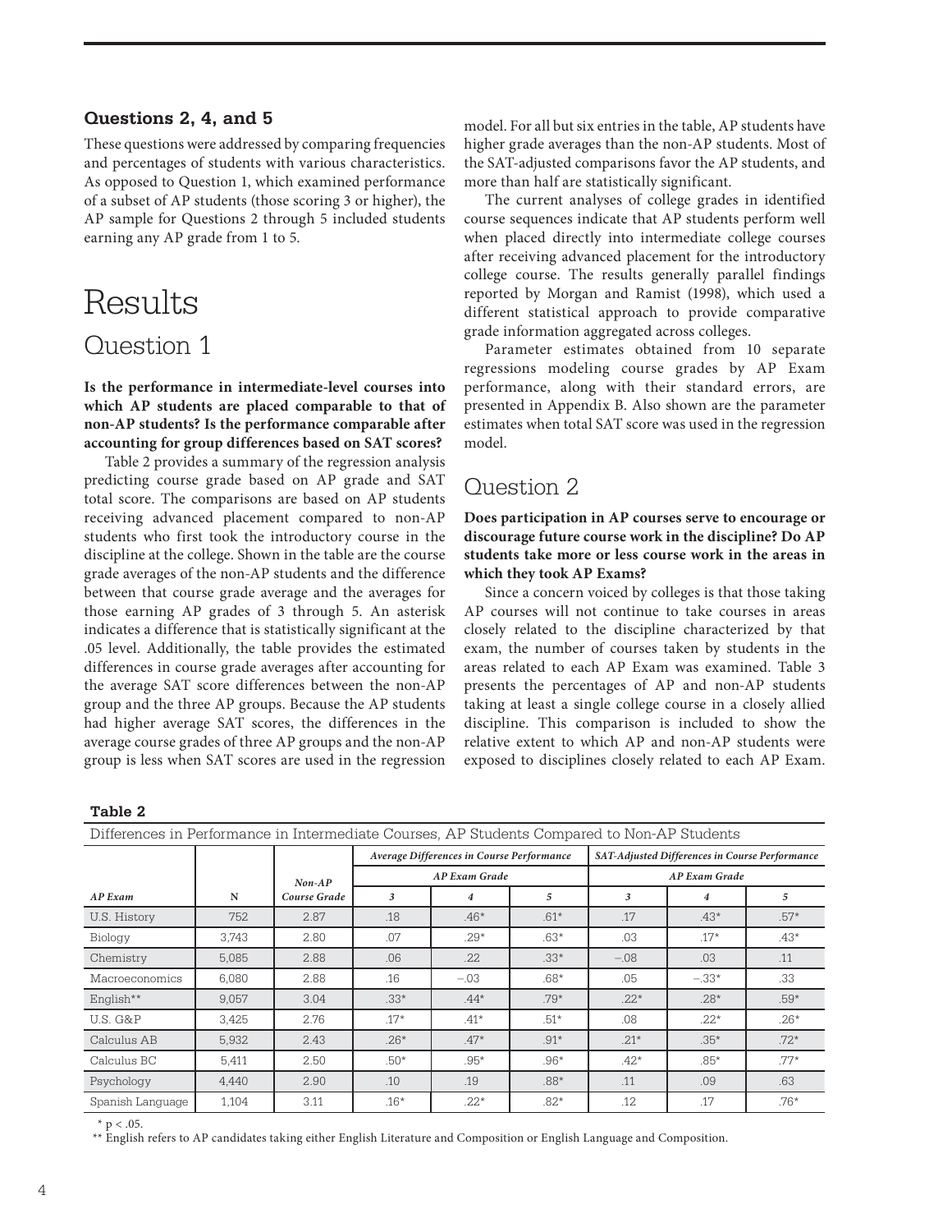### Questions 2, 4, and 5

These questions were addressed by comparing frequencies and percentages of students with various characteristics. As opposed to Question 1, which examined performance of a subset of AP students (those scoring 3 or higher), the AP sample for Questions 2 through 5 included students earning any AP grade from 1 to 5.

# Results

## Question 1

**Is the performance in intermediate-level courses into which AP students are placed comparable to that of non-AP students? Is the performance comparable after accounting for group differences based on SAT scores?**

Table 2 provides a summary of the regression analysis predicting course grade based on AP grade and SAT total score. The comparisons are based on AP students receiving advanced placement compared to non-AP students who first took the introductory course in the discipline at the college. Shown in the table are the course grade averages of the non-AP students and the difference between that course grade average and the averages for those earning AP grades of 3 through 5. An asterisk indicates a difference that is statistically significant at the .05 level. Additionally, the table provides the estimated differences in course grade averages after accounting for the average SAT score differences between the non-AP group and the three AP groups. Because the AP students had higher average SAT scores, the differences in the average course grades of three AP groups and the non-AP group is less when SAT scores are used in the regression model. For all but six entries in the table, AP students have higher grade averages than the non-AP students. Most of the SAT-adjusted comparisons favor the AP students, and more than half are statistically significant.

The current analyses of college grades in identified course sequences indicate that AP students perform well when placed directly into intermediate college courses after receiving advanced placement for the introductory college course. The results generally parallel findings reported by Morgan and Ramist (1998), which used a different statistical approach to provide comparative grade information aggregated across colleges.

Parameter estimates obtained from 10 separate regressions modeling course grades by AP Exam performance, along with their standard errors, are presented in Appendix B. Also shown are the parameter estimates when total SAT score was used in the regression model.

## Question 2

**Does participation in AP courses serve to encourage or discourage future course work in the discipline? Do AP students take more or less course work in the areas in which they took AP Exams?**

Since a concern voiced by colleges is that those taking AP courses will not continue to take courses in areas closely related to the discipline characterized by that exam, the number of courses taken by students in the areas related to each AP Exam was examined. Table 3 presents the percentages of AP and non-AP students taking at least a single college course in a closely allied discipline. This comparison is included to show the relative extent to which AP and non-AP students were exposed to disciplines closely related to each AP Exam.

**Table 2**

Differences in Performance in Intermediate Courses, AP Students Compared to Non-AP Students

| | | | *Average Differences in Course Performance* | | | *SAT-Adjusted Differences in Course Performance* | | |
|---|---|---|---|---|---|---|---|---|
| | | | *AP Exam Grade* | | | *AP Exam Grade* | | |
| *AP Exam* | N | *Non-AP Course Grade* | *3* | *4* | *5* | *3* | *4* | *5* |
| U.S. History | 752 | 2.87 | .18 | .46* | .61* | .17 | .43* | .57* |
| Biology | 3,743 | 2.80 | .07 | .29* | .63* | .03 | .17* | .43* |
| Chemistry | 5,085 | 2.88 | .06 | .22 | .33* | –.08 | .03 | .11 |
| Macroeconomics | 6,080 | 2.88 | .16 | –.03 | .68* | .05 | –.33* | .33 |
| English** | 9,057 | 3.04 | .33* | .44* | .79* | .22* | .28* | .59* |
| U.S. G&P | 3,425 | 2.76 | .17* | .41* | .51* | .08 | .22* | .26* |
| Calculus AB | 5,932 | 2.43 | .26* | .47* | .91* | .21* | .35* | .72* |
| Calculus BC | 5,411 | 2.50 | .50* | .95* | .96* | .42* | .85* | .77* |
| Psychology | 4,440 | 2.90 | .10 | .19 | .88* | .11 | .09 | .63 |
| Spanish Language | 1,104 | 3.11 | .16* | .22* | .82* | .12 | .17 | .76* |

* $p < .05$.

** English refers to AP candidates taking either English Literature and Composition or English Language and Composition.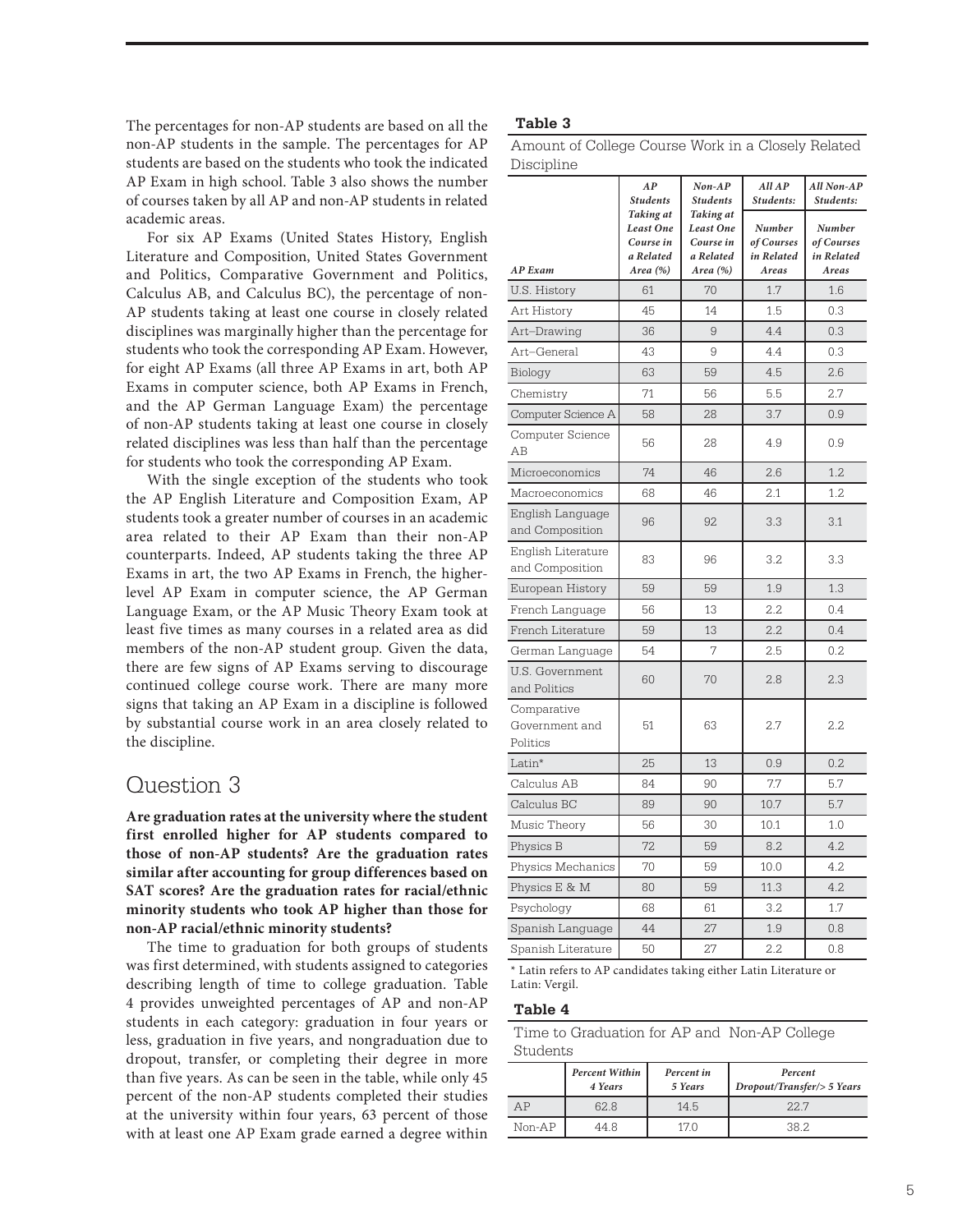The percentages for non-AP students are based on all the non-AP students in the sample. The percentages for AP students are based on the students who took the indicated AP Exam in high school. Table 3 also shows the number of courses taken by all AP and non-AP students in related academic areas.

For six AP Exams (United States History, English Literature and Composition, United States Government and Politics, Comparative Government and Politics, Calculus AB, and Calculus BC), the percentage of non-AP students taking at least one course in closely related disciplines was marginally higher than the percentage for students who took the corresponding AP Exam. However, for eight AP Exams (all three AP Exams in art, both AP Exams in computer science, both AP Exams in French, and the AP German Language Exam) the percentage of non-AP students taking at least one course in closely related disciplines was less than half than the percentage for students who took the corresponding AP Exam.

With the single exception of the students who took the AP English Literature and Composition Exam, AP students took a greater number of courses in an academic area related to their AP Exam than their non-AP counterparts. Indeed, AP students taking the three AP Exams in art, the two AP Exams in French, the higher-level AP Exam in computer science, the AP German Language Exam, or the AP Music Theory Exam took at least five times as many courses in a related area as did members of the non-AP student group. Given the data, there are few signs of AP Exams serving to discourage continued college course work. There are many more signs that taking an AP Exam in a discipline is followed by substantial course work in an area closely related to the discipline.

## Question 3

**Are graduation rates at the university where the student first enrolled higher for AP students compared to those of non-AP students? Are the graduation rates similar after accounting for group differences based on SAT scores? Are the graduation rates for racial/ethnic minority students who took AP higher than those for non-AP racial/ethnic minority students?**

The time to graduation for both groups of students was first determined, with students assigned to categories describing length of time to college graduation. Table 4 provides unweighted percentages of AP and non-AP students in each category: graduation in four years or less, graduation in five years, and nongraduation due to dropout, transfer, or completing their degree in more than five years. As can be seen in the table, while only 45 percent of the non-AP students completed their studies at the university within four years, 63 percent of those with at least one AP Exam grade earned a degree within

**Table 3**

Amount of College Course Work in a Closely Related Discipline

| AP Exam | AP Students Taking at Least One Course in a Related Area (%) | Non-AP Students Taking at Least One Course in a Related Area (%) | All AP Students: Number of Courses in Related Areas | All Non-AP Students: Number of Courses in Related Areas |
|---|---|---|---|---|
| U.S. History | 61 | 70 | 1.7 | 1.6 |
| Art History | 45 | 14 | 1.5 | 0.3 |
| Art–Drawing | 36 | 9 | 4.4 | 0.3 |
| Art–General | 43 | 9 | 4.4 | 0.3 |
| Biology | 63 | 59 | 4.5 | 2.6 |
| Chemistry | 71 | 56 | 5.5 | 2.7 |
| Computer Science A | 58 | 28 | 3.7 | 0.9 |
| Computer Science AB | 56 | 28 | 4.9 | 0.9 |
| Microeconomics | 74 | 46 | 2.6 | 1.2 |
| Macroeconomics | 68 | 46 | 2.1 | 1.2 |
| English Language and Composition | 96 | 92 | 3.3 | 3.1 |
| English Literature and Composition | 83 | 96 | 3.2 | 3.3 |
| European History | 59 | 59 | 1.9 | 1.3 |
| French Language | 56 | 13 | 2.2 | 0.4 |
| French Literature | 59 | 13 | 2.2 | 0.4 |
| German Language | 54 | 7 | 2.5 | 0.2 |
| U.S. Government and Politics | 60 | 70 | 2.8 | 2.3 |
| Comparative Government and Politics | 51 | 63 | 2.7 | 2.2 |
| Latin* | 25 | 13 | 0.9 | 0.2 |
| Calculus AB | 84 | 90 | 7.7 | 5.7 |
| Calculus BC | 89 | 90 | 10.7 | 5.7 |
| Music Theory | 56 | 30 | 10.1 | 1.0 |
| Physics B | 72 | 59 | 8.2 | 4.2 |
| Physics Mechanics | 70 | 59 | 10.0 | 4.2 |
| Physics E & M | 80 | 59 | 11.3 | 4.2 |
| Psychology | 68 | 61 | 3.2 | 1.7 |
| Spanish Language | 44 | 27 | 1.9 | 0.8 |
| Spanish Literature | 50 | 27 | 2.2 | 0.8 |

* Latin refers to AP candidates taking either Latin Literature or Latin: Vergil.

**Table 4**

Time to Graduation for AP and Non-AP College Students

| | Percent Within 4 Years | Percent in 5 Years | Percent Dropout/Transfer/> 5 Years |
|---|---|---|---|
| AP | 62.8 | 14.5 | 22.7 |
| Non-AP | 44.8 | 17.0 | 38.2 |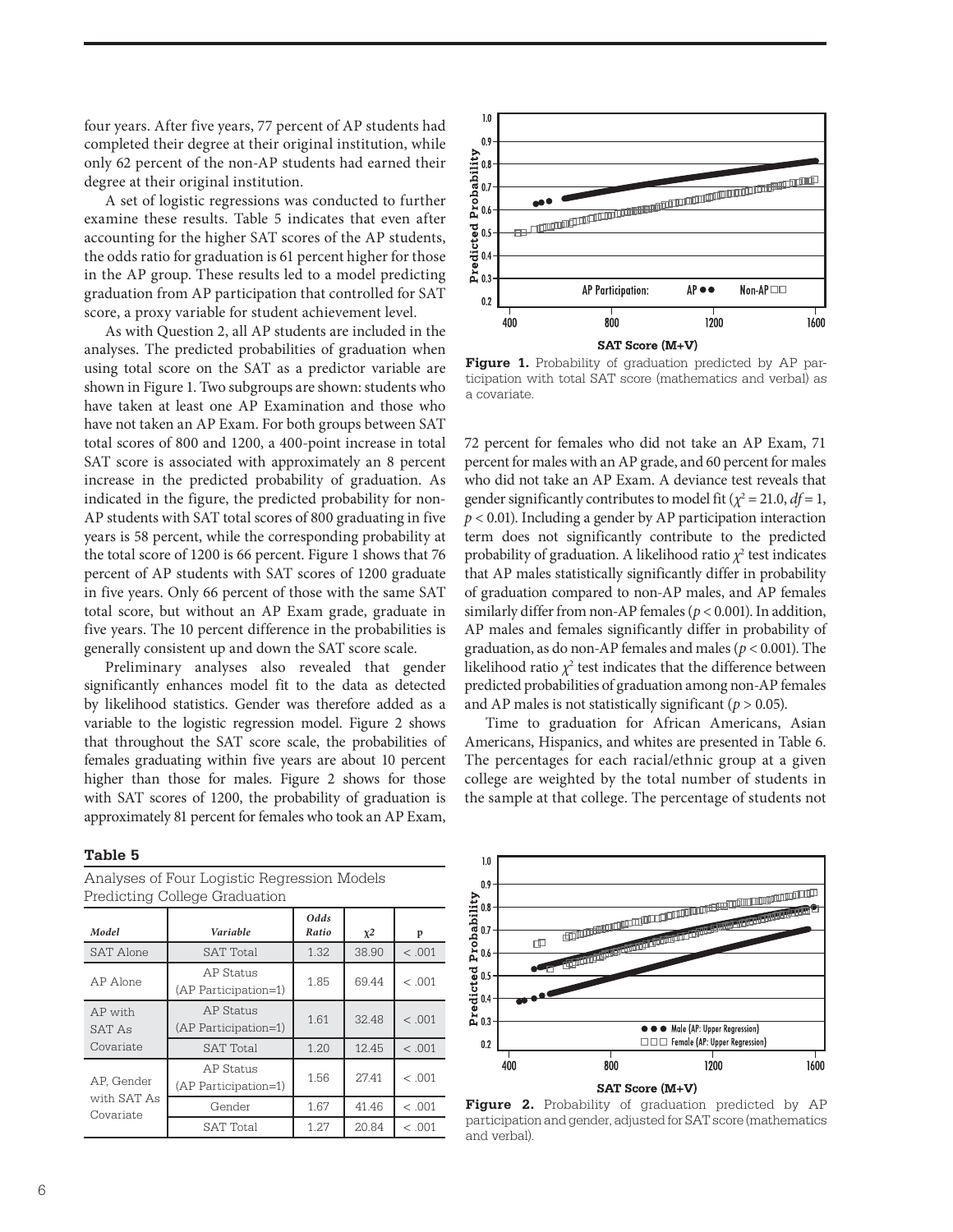four years. After five years, 77 percent of AP students had completed their degree at their original institution, while only 62 percent of the non-AP students had earned their degree at their original institution.

A set of logistic regressions was conducted to further examine these results. Table 5 indicates that even after accounting for the higher SAT scores of the AP students, the odds ratio for graduation is 61 percent higher for those in the AP group. These results led to a model predicting graduation from AP participation that controlled for SAT score, a proxy variable for student achievement level.

As with Question 2, all AP students are included in the analyses. The predicted probabilities of graduation when using total score on the SAT as a predictor variable are shown in Figure 1. Two subgroups are shown: students who have taken at least one AP Examination and those who have not taken an AP Exam. For both groups between SAT total scores of 800 and 1200, a 400-point increase in total SAT score is associated with approximately an 8 percent increase in the predicted probability of graduation. As indicated in the figure, the predicted probability for non-AP students with SAT total scores of 800 graduating in five years is 58 percent, while the corresponding probability at the total score of 1200 is 66 percent. Figure 1 shows that 76 percent of AP students with SAT scores of 1200 graduate in five years. Only 66 percent of those with the same SAT total score, but without an AP Exam grade, graduate in five years. The 10 percent difference in the probabilities is generally consistent up and down the SAT score scale.

Preliminary analyses also revealed that gender significantly enhances model fit to the data as detected by likelihood statistics. Gender was therefore added as a variable to the logistic regression model. Figure 2 shows that throughout the SAT score scale, the probabilities of females graduating within five years are about 10 percent higher than those for males. Figure 2 shows for those with SAT scores of 1200, the probability of graduation is approximately 81 percent for females who took an AP Exam, 72 percent for females who did not take an AP Exam, 71 percent for males with an AP grade, and 60 percent for males who did not take an AP Exam. A deviance test reveals that gender significantly contributes to model fit ($\chi^2 = 21.0$, $df = 1$, $p < 0.01$). Including a gender by AP participation interaction term does not significantly contribute to the predicted probability of graduation. A likelihood ratio $\chi^2$ test indicates that AP males statistically significantly differ in probability of graduation compared to non-AP males, and AP females similarly differ from non-AP females ($p < 0.001$). In addition, AP males and females significantly differ in probability of graduation, as do non-AP females and males ($p < 0.001$). The likelihood ratio $\chi^2$ test indicates that the difference between predicted probabilities of graduation among non-AP females and AP males is not statistically significant ($p > 0.05$).

Time to graduation for African Americans, Asian Americans, Hispanics, and whites are presented in Table 6. The percentages for each racial/ethnic group at a given college are weighted by the total number of students in the sample at that college. The percentage of students not

**Figure 1.** Probability of graduation predicted by AP participation with total SAT score (mathematics and verbal) as a covariate.

**Figure 2.** Probability of graduation predicted by AP participation and gender, adjusted for SAT score (mathematics and verbal).

**Table 5**

Analyses of Four Logistic Regression Models Predicting College Graduation

| *Model* | *Variable* | *Odds Ratio* | $\chi^2$ | p |
|---|---|---|---|---|
| SAT Alone | SAT Total | 1.32 | 38.90 | < .001 |
| AP Alone | AP Status (AP Participation=1) | 1.85 | 69.44 | < .001 |
| AP with SAT As Covariate | AP Status (AP Participation=1) | 1.61 | 32.48 | < .001 |
| | SAT Total | 1.20 | 12.45 | < .001 |
| AP, Gender with SAT As Covariate | AP Status (AP Participation=1) | 1.56 | 27.41 | < .001 |
| | Gender | 1.67 | 41.46 | < .001 |
| | SAT Total | 1.27 | 20.84 | < .001 |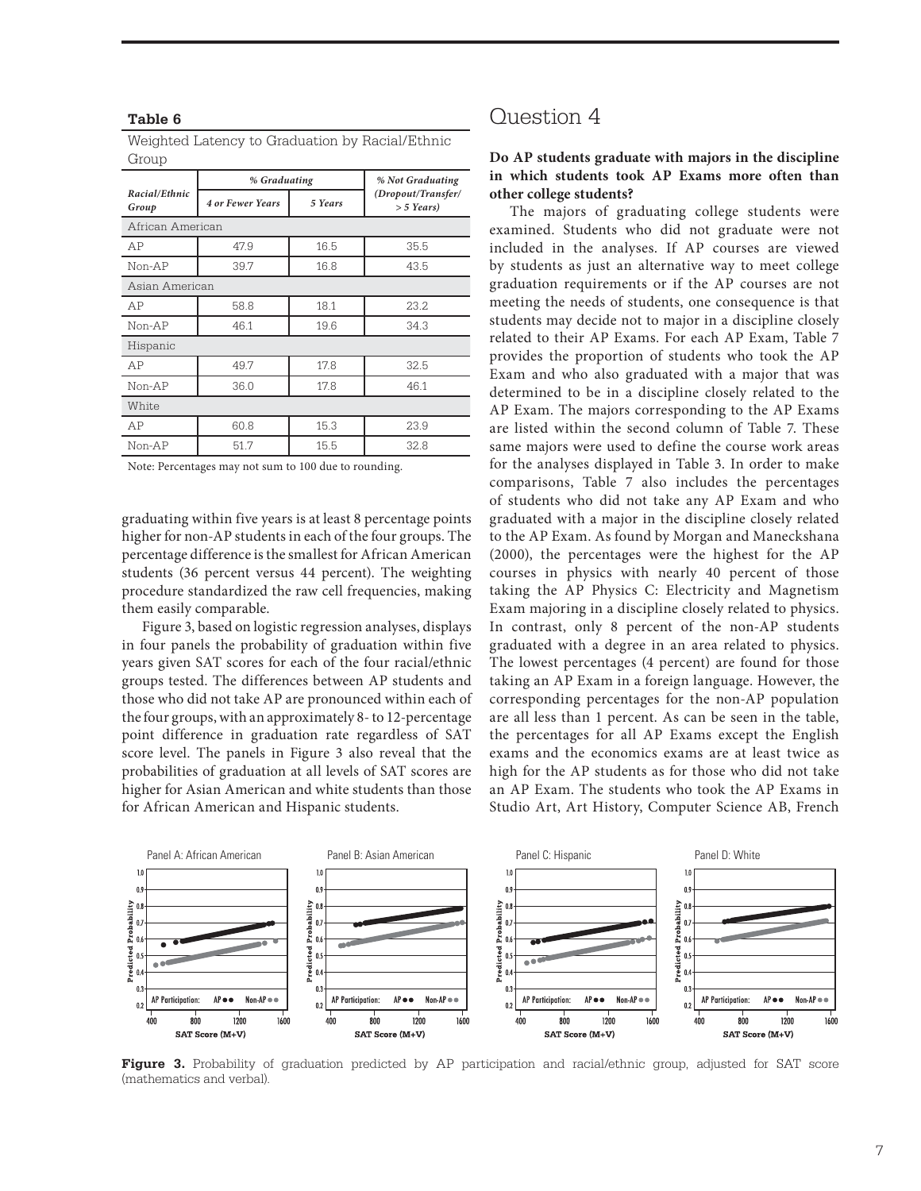**Table 6**

Weighted Latency to Graduation by Racial/Ethnic Group

| Racial/Ethnic Group | % Graduating | | % Not Graduating (Dropout/Transfer/ > 5 Years) |
|---|---|---|---|
| | 4 or Fewer Years | 5 Years | |
| African American | | | |
| AP | 47.9 | 16.5 | 35.5 |
| Non-AP | 39.7 | 16.8 | 43.5 |
| Asian American | | | |
| AP | 58.8 | 18.1 | 23.2 |
| Non-AP | 46.1 | 19.6 | 34.3 |
| Hispanic | | | |
| AP | 49.7 | 17.8 | 32.5 |
| Non-AP | 36.0 | 17.8 | 46.1 |
| White | | | |
| AP | 60.8 | 15.3 | 23.9 |
| Non-AP | 51.7 | 15.5 | 32.8 |

Note: Percentages may not sum to 100 due to rounding.

graduating within five years is at least 8 percentage points higher for non-AP students in each of the four groups. The percentage difference is the smallest for African American students (36 percent versus 44 percent). The weighting procedure standardized the raw cell frequencies, making them easily comparable.

Figure 3, based on logistic regression analyses, displays in four panels the probability of graduation within five years given SAT scores for each of the four racial/ethnic groups tested. The differences between AP students and those who did not take AP are pronounced within each of the four groups, with an approximately 8- to 12-percentage point difference in graduation rate regardless of SAT score level. The panels in Figure 3 also reveal that the probabilities of graduation at all levels of SAT scores are higher for Asian American and white students than those for African American and Hispanic students.

# Question 4

**Do AP students graduate with majors in the discipline in which students took AP Exams more often than other college students?**

The majors of graduating college students were examined. Students who did not graduate were not included in the analyses. If AP courses are viewed by students as just an alternative way to meet college graduation requirements or if the AP courses are not meeting the needs of students, one consequence is that students may decide not to major in a discipline closely related to their AP Exams. For each AP Exam, Table 7 provides the proportion of students who took the AP Exam and who also graduated with a major that was determined to be in a discipline closely related to the AP Exam. The majors corresponding to the AP Exams are listed within the second column of Table 7. These same majors were used to define the course work areas for the analyses displayed in Table 3. In order to make comparisons, Table 7 also includes the percentages of students who did not take any AP Exam and who graduated with a major in the discipline closely related to the AP Exam. As found by Morgan and Maneckshana (2000), the percentages were the highest for the AP courses in physics with nearly 40 percent of those taking the AP Physics C: Electricity and Magnetism Exam majoring in a discipline closely related to physics. In contrast, only 8 percent of the non-AP students graduated with a degree in an area related to physics. The lowest percentages (4 percent) are found for those taking an AP Exam in a foreign language. However, the corresponding percentages for the non-AP population are all less than 1 percent. As can be seen in the table, the percentages for all AP Exams except the English exams and the economics exams are at least twice as high for the AP students as for those who did not take an AP Exam. The students who took the AP Exams in Studio Art, Art History, Computer Science AB, French

**Figure 3.** Probability of graduation predicted by AP participation and racial/ethnic group, adjusted for SAT score (mathematics and verbal).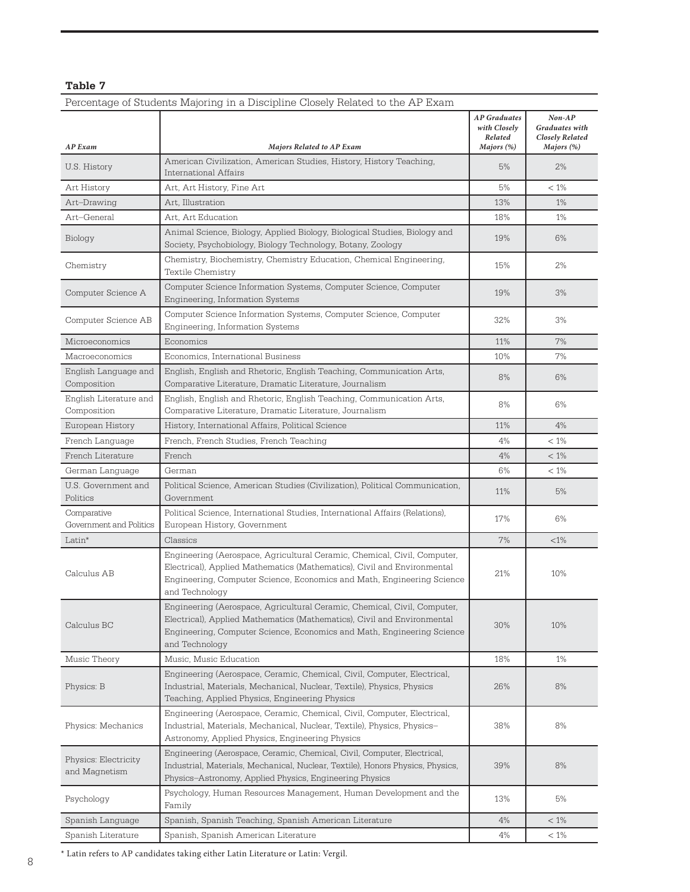**Table 7**

Percentage of Students Majoring in a Discipline Closely Related to the AP Exam

| *AP Exam* | *Majors Related to AP Exam* | *AP Graduates with Closely Related Majors (%)* | *Non-AP Graduates with Closely Related Majors (%)* |
|---|---|---|---|
| U.S. History | American Civilization, American Studies, History, History Teaching, International Affairs | 5% | 2% |
| Art History | Art, Art History, Fine Art | 5% | < 1% |
| Art–Drawing | Art, Illustration | 13% | 1% |
| Art–General | Art, Art Education | 18% | 1% |
| Biology | Animal Science, Biology, Applied Biology, Biological Studies, Biology and Society, Psychobiology, Biology Technology, Botany, Zoology | 19% | 6% |
| Chemistry | Chemistry, Biochemistry, Chemistry Education, Chemical Engineering, Textile Chemistry | 15% | 2% |
| Computer Science A | Computer Science Information Systems, Computer Science, Computer Engineering, Information Systems | 19% | 3% |
| Computer Science AB | Computer Science Information Systems, Computer Science, Computer Engineering, Information Systems | 32% | 3% |
| Microeconomics | Economics | 11% | 7% |
| Macroeconomics | Economics, International Business | 10% | 7% |
| English Language and Composition | English, English and Rhetoric, English Teaching, Communication Arts, Comparative Literature, Dramatic Literature, Journalism | 8% | 6% |
| English Literature and Composition | English, English and Rhetoric, English Teaching, Communication Arts, Comparative Literature, Dramatic Literature, Journalism | 8% | 6% |
| European History | History, International Affairs, Political Science | 11% | 4% |
| French Language | French, French Studies, French Teaching | 4% | < 1% |
| French Literature | French | 4% | < 1% |
| German Language | German | 6% | < 1% |
| U.S. Government and Politics | Political Science, American Studies (Civilization), Political Communication, Government | 11% | 5% |
| Comparative Government and Politics | Political Science, International Studies, International Affairs (Relations), European History, Government | 17% | 6% |
| Latin* | Classics | 7% | <1% |
| Calculus AB | Engineering (Aerospace, Agricultural Ceramic, Chemical, Civil, Computer, Electrical), Applied Mathematics (Mathematics), Civil and Environmental Engineering, Computer Science, Economics and Math, Engineering Science and Technology | 21% | 10% |
| Calculus BC | Engineering (Aerospace, Agricultural Ceramic, Chemical, Civil, Computer, Electrical), Applied Mathematics (Mathematics), Civil and Environmental Engineering, Computer Science, Economics and Math, Engineering Science and Technology | 30% | 10% |
| Music Theory | Music, Music Education | 18% | 1% |
| Physics: B | Engineering (Aerospace, Ceramic, Chemical, Civil, Computer, Electrical, Industrial, Materials, Mechanical, Nuclear, Textile), Physics, Physics Teaching, Applied Physics, Engineering Physics | 26% | 8% |
| Physics: Mechanics | Engineering (Aerospace, Ceramic, Chemical, Civil, Computer, Electrical, Industrial, Materials, Mechanical, Nuclear, Textile), Physics, Physics–Astronomy, Applied Physics, Engineering Physics | 38% | 8% |
| Physics: Electricity and Magnetism | Engineering (Aerospace, Ceramic, Chemical, Civil, Computer, Electrical, Industrial, Materials, Mechanical, Nuclear, Textile), Honors Physics, Physics, Physics–Astronomy, Applied Physics, Engineering Physics | 39% | 8% |
| Psychology | Psychology, Human Resources Management, Human Development and the Family | 13% | 5% |
| Spanish Language | Spanish, Spanish Teaching, Spanish American Literature | 4% | < 1% |
| Spanish Literature | Spanish, Spanish American Literature | 4% | < 1% |

* Latin refers to AP candidates taking either Latin Literature or Latin: Vergil.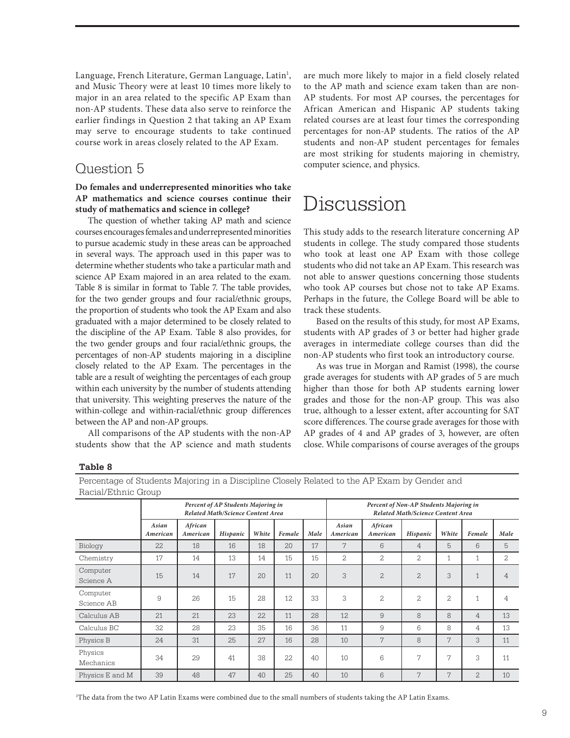Language, French Literature, German Language, Latin[1], and Music Theory were at least 10 times more likely to major in an area related to the specific AP Exam than non-AP students. These data also serve to reinforce the earlier findings in Question 2 that taking an AP Exam may serve to encourage students to take continued course work in areas closely related to the AP Exam.

## Question 5

**Do females and underrepresented minorities who take AP mathematics and science courses continue their study of mathematics and science in college?**

The question of whether taking AP math and science courses encourages females and underrepresented minorities to pursue academic study in these areas can be approached in several ways. The approach used in this paper was to determine whether students who take a particular math and science AP Exam majored in an area related to the exam. Table 8 is similar in format to Table 7. The table provides, for the two gender groups and four racial/ethnic groups, the proportion of students who took the AP Exam and also graduated with a major determined to be closely related to the discipline of the AP Exam. Table 8 also provides, for the two gender groups and four racial/ethnic groups, the percentages of non-AP students majoring in a discipline closely related to the AP Exam. The percentages in the table are a result of weighting the percentages of each group within each university by the number of students attending that university. This weighting preserves the nature of the within-college and within-racial/ethnic group differences between the AP and non-AP groups.

All comparisons of the AP students with the non-AP students show that the AP science and math students are much more likely to major in a field closely related to the AP math and science exam taken than are non-AP students. For most AP courses, the percentages for African American and Hispanic AP students taking related courses are at least four times the corresponding percentages for non-AP students. The ratios of the AP students and non-AP student percentages for females are most striking for students majoring in chemistry, computer science, and physics.

# Discussion

This study adds to the research literature concerning AP students in college. The study compared those students who took at least one AP Exam with those college students who did not take an AP Exam. This research was not able to answer questions concerning those students who took AP courses but chose not to take AP Exams. Perhaps in the future, the College Board will be able to track these students.

Based on the results of this study, for most AP Exams, students with AP grades of 3 or better had higher grade averages in intermediate college courses than did the non-AP students who first took an introductory course.

As was true in Morgan and Ramist (1998), the course grade averages for students with AP grades of 5 are much higher than those for both AP students earning lower grades and those for the non-AP group. This was also true, although to a lesser extent, after accounting for SAT score differences. The course grade averages for those with AP grades of 4 and AP grades of 3, however, are often close. While comparisons of course averages of the groups

**Table 8**

Percentage of Students Majoring in a Discipline Closely Related to the AP Exam by Gender and Racial/Ethnic Group

| | *Percent of AP Students Majoring in Related Math/Science Content Area* | | | | | | *Percent of Non-AP Students Majoring in Related Math/Science Content Area* | | | | | |
|---|---|---|---|---|---|---|---|---|---|---|---|---|
| | *Asian American* | *African American* | *Hispanic* | *White* | *Female* | *Male* | *Asian American* | *African American* | *Hispanic* | *White* | *Female* | *Male* |
| Biology | 22 | 18 | 16 | 18 | 20 | 17 | 7 | 6 | 4 | 5 | 6 | 5 |
| Chemistry | 17 | 14 | 13 | 14 | 15 | 15 | 2 | 2 | 2 | 1 | 1 | 2 |
| Computer Science A | 15 | 14 | 17 | 20 | 11 | 20 | 3 | 2 | 2 | 3 | 1 | 4 |
| Computer Science AB | 9 | 26 | 15 | 28 | 12 | 33 | 3 | 2 | 2 | 2 | 1 | 4 |
| Calculus AB | 21 | 21 | 23 | 22 | 11 | 28 | 12 | 9 | 8 | 8 | 4 | 13 |
| Calculus BC | 32 | 28 | 23 | 35 | 16 | 36 | 11 | 9 | 6 | 8 | 4 | 13 |
| Physics B | 24 | 31 | 25 | 27 | 16 | 28 | 10 | 7 | 8 | 7 | 3 | 11 |
| Physics Mechanics | 34 | 29 | 41 | 38 | 22 | 40 | 10 | 6 | 7 | 7 | 3 | 11 |
| Physics E and M | 39 | 48 | 47 | 40 | 25 | 40 | 10 | 6 | 7 | 7 | 2 | 10 |

[1]The data from the two AP Latin Exams were combined due to the small numbers of students taking the AP Latin Exams.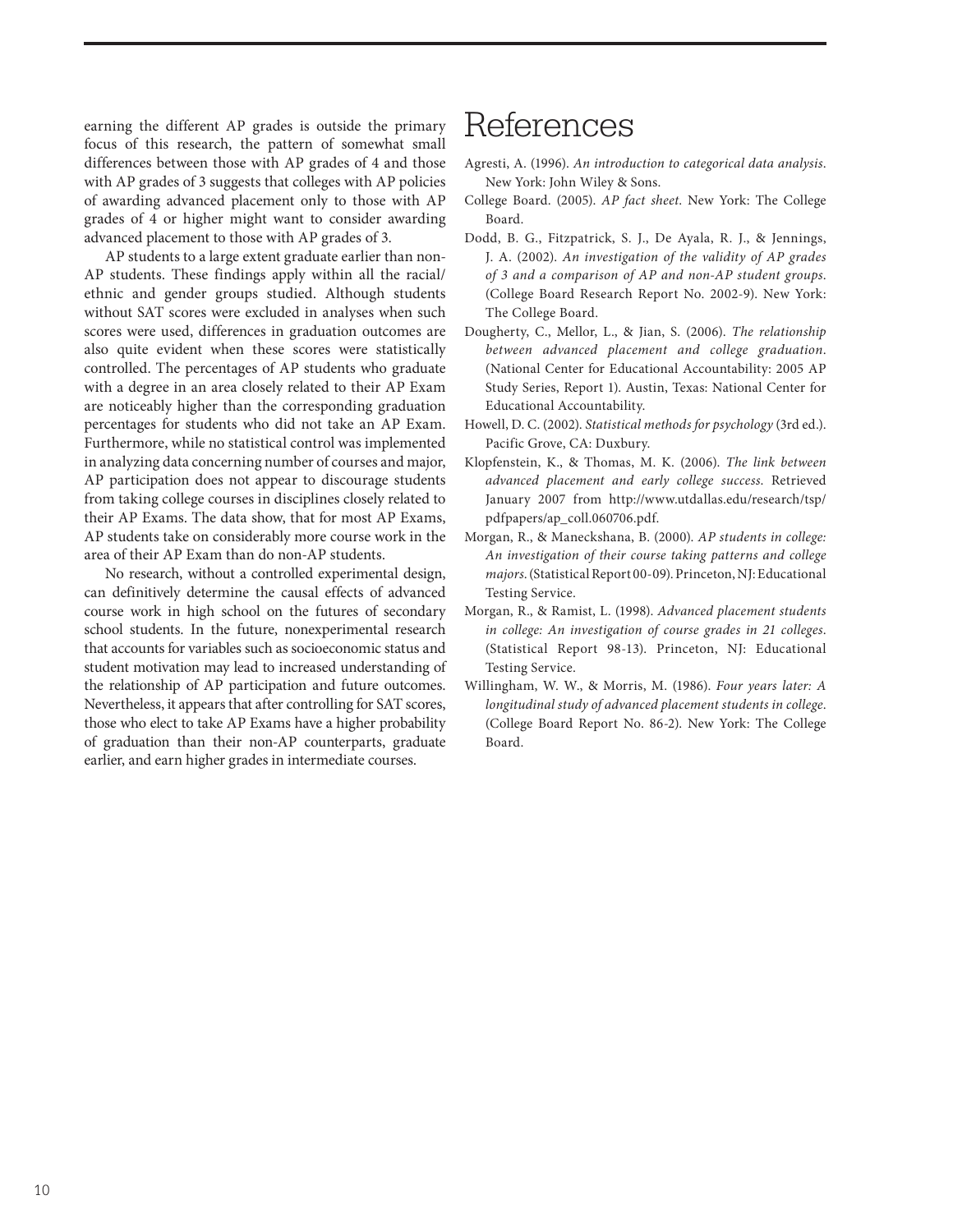earning the different AP grades is outside the primary focus of this research, the pattern of somewhat small differences between those with AP grades of 4 and those with AP grades of 3 suggests that colleges with AP policies of awarding advanced placement only to those with AP grades of 4 or higher might want to consider awarding advanced placement to those with AP grades of 3.

AP students to a large extent graduate earlier than non-AP students. These findings apply within all the racial/ethnic and gender groups studied. Although students without SAT scores were excluded in analyses when such scores were used, differences in graduation outcomes are also quite evident when these scores were statistically controlled. The percentages of AP students who graduate with a degree in an area closely related to their AP Exam are noticeably higher than the corresponding graduation percentages for students who did not take an AP Exam. Furthermore, while no statistical control was implemented in analyzing data concerning number of courses and major, AP participation does not appear to discourage students from taking college courses in disciplines closely related to their AP Exams. The data show, that for most AP Exams, AP students take on considerably more course work in the area of their AP Exam than do non-AP students.

No research, without a controlled experimental design, can definitively determine the causal effects of advanced course work in high school on the futures of secondary school students. In the future, nonexperimental research that accounts for variables such as socioeconomic status and student motivation may lead to increased understanding of the relationship of AP participation and future outcomes. Nevertheless, it appears that after controlling for SAT scores, those who elect to take AP Exams have a higher probability of graduation than their non-AP counterparts, graduate earlier, and earn higher grades in intermediate courses.

# References

Agresti, A. (1996). *An introduction to categorical data analysis*. New York: John Wiley & Sons.

College Board. (2005). *AP fact sheet*. New York: The College Board.

Dodd, B. G., Fitzpatrick, S. J., De Ayala, R. J., & Jennings, J. A. (2002). *An investigation of the validity of AP grades of 3 and a comparison of AP and non-AP student groups*. (College Board Research Report No. 2002-9). New York: The College Board.

Dougherty, C., Mellor, L., & Jian, S. (2006). *The relationship between advanced placement and college graduation*. (National Center for Educational Accountability: 2005 AP Study Series, Report 1). Austin, Texas: National Center for Educational Accountability.

Howell, D. C. (2002). *Statistical methods for psychology* (3rd ed.). Pacific Grove, CA: Duxbury.

Klopfenstein, K., & Thomas, M. K. (2006). *The link between advanced placement and early college success*. Retrieved January 2007 from http://www.utdallas.edu/research/tsp/pdfpapers/ap_coll.060706.pdf.

Morgan, R., & Maneckshana, B. (2000). *AP students in college: An investigation of their course taking patterns and college majors*. (Statistical Report 00-09). Princeton, NJ: Educational Testing Service.

Morgan, R., & Ramist, L. (1998). *Advanced placement students in college: An investigation of course grades in 21 colleges*. (Statistical Report 98-13). Princeton, NJ: Educational Testing Service.

Willingham, W. W., & Morris, M. (1986). *Four years later: A longitudinal study of advanced placement students in college*. (College Board Report No. 86-2). New York: The College Board.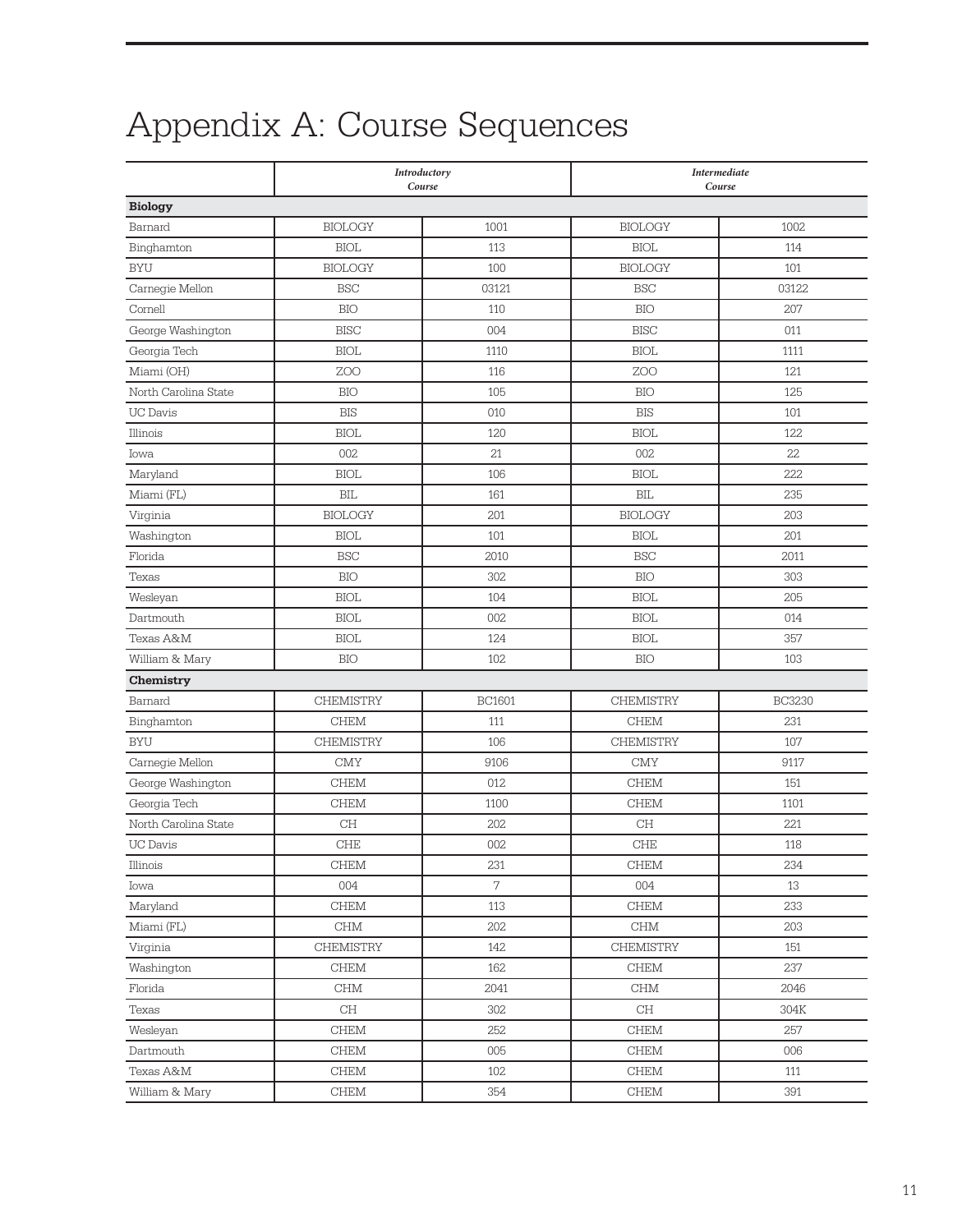# Appendix A: Course Sequences

| | *Introductory Course* | | *Intermediate Course* | |
|---|---|---|---|---|
| **Biology** | | | | |
| Barnard | BIOLOGY | 1001 | BIOLOGY | 1002 |
| Binghamton | BIOL | 113 | BIOL | 114 |
| BYU | BIOLOGY | 100 | BIOLOGY | 101 |
| Carnegie Mellon | BSC | 03121 | BSC | 03122 |
| Cornell | BIO | 110 | BIO | 207 |
| George Washington | BISC | 004 | BISC | 011 |
| Georgia Tech | BIOL | 1110 | BIOL | 1111 |
| Miami (OH) | ZOO | 116 | ZOO | 121 |
| North Carolina State | BIO | 105 | BIO | 125 |
| UC Davis | BIS | 010 | BIS | 101 |
| Illinois | BIOL | 120 | BIOL | 122 |
| Iowa | 002 | 21 | 002 | 22 |
| Maryland | BIOL | 106 | BIOL | 222 |
| Miami (FL) | BIL | 161 | BIL | 235 |
| Virginia | BIOLOGY | 201 | BIOLOGY | 203 |
| Washington | BIOL | 101 | BIOL | 201 |
| Florida | BSC | 2010 | BSC | 2011 |
| Texas | BIO | 302 | BIO | 303 |
| Wesleyan | BIOL | 104 | BIOL | 205 |
| Dartmouth | BIOL | 002 | BIOL | 014 |
| Texas A&M | BIOL | 124 | BIOL | 357 |
| William & Mary | BIO | 102 | BIO | 103 |
| **Chemistry** | | | | |
| Barnard | CHEMISTRY | BC1601 | CHEMISTRY | BC3230 |
| Binghamton | CHEM | 111 | CHEM | 231 |
| BYU | CHEMISTRY | 106 | CHEMISTRY | 107 |
| Carnegie Mellon | CMY | 9106 | CMY | 9117 |
| George Washington | CHEM | 012 | CHEM | 151 |
| Georgia Tech | CHEM | 1100 | CHEM | 1101 |
| North Carolina State | CH | 202 | CH | 221 |
| UC Davis | CHE | 002 | CHE | 118 |
| Illinois | CHEM | 231 | CHEM | 234 |
| Iowa | 004 | 7 | 004 | 13 |
| Maryland | CHEM | 113 | CHEM | 233 |
| Miami (FL) | CHM | 202 | CHM | 203 |
| Virginia | CHEMISTRY | 142 | CHEMISTRY | 151 |
| Washington | CHEM | 162 | CHEM | 237 |
| Florida | CHM | 2041 | CHM | 2046 |
| Texas | CH | 302 | CH | 304K |
| Wesleyan | CHEM | 252 | CHEM | 257 |
| Dartmouth | CHEM | 005 | CHEM | 006 |
| Texas A&M | CHEM | 102 | CHEM | 111 |
| William & Mary | CHEM | 354 | CHEM | 391 |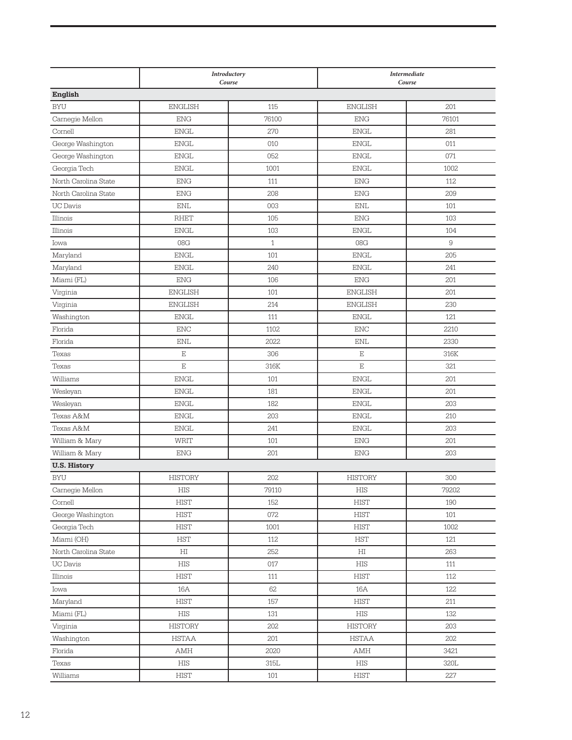| | *Introductory Course* | | *Intermediate Course* | |
|---|---|---|---|---|
| **English** | | | | |
| BYU | ENGLISH | 115 | ENGLISH | 201 |
| Carnegie Mellon | ENG | 76100 | ENG | 76101 |
| Cornell | ENGL | 270 | ENGL | 281 |
| George Washington | ENGL | 010 | ENGL | 011 |
| George Washington | ENGL | 052 | ENGL | 071 |
| Georgia Tech | ENGL | 1001 | ENGL | 1002 |
| North Carolina State | ENG | 111 | ENG | 112 |
| North Carolina State | ENG | 208 | ENG | 209 |
| UC Davis | ENL | 003 | ENL | 101 |
| Illinois | RHET | 105 | ENG | 103 |
| Illinois | ENGL | 103 | ENGL | 104 |
| Iowa | 08G | 1 | 08G | 9 |
| Maryland | ENGL | 101 | ENGL | 205 |
| Maryland | ENGL | 240 | ENGL | 241 |
| Miami (FL) | ENG | 106 | ENG | 201 |
| Virginia | ENGLISH | 101 | ENGLISH | 201 |
| Virginia | ENGLISH | 214 | ENGLISH | 230 |
| Washington | ENGL | 111 | ENGL | 121 |
| Florida | ENC | 1102 | ENC | 2210 |
| Florida | ENL | 2022 | ENL | 2330 |
| Texas | E | 306 | E | 316K |
| Texas | E | 316K | E | 321 |
| Williams | ENGL | 101 | ENGL | 201 |
| Wesleyan | ENGL | 181 | ENGL | 201 |
| Wesleyan | ENGL | 182 | ENGL | 203 |
| Texas A&M | ENGL | 203 | ENGL | 210 |
| Texas A&M | ENGL | 241 | ENGL | 203 |
| William & Mary | WRIT | 101 | ENG | 201 |
| William & Mary | ENG | 201 | ENG | 203 |
| **U.S. History** | | | | |
| BYU | HISTORY | 202 | HISTORY | 300 |
| Carnegie Mellon | HIS | 79110 | HIS | 79202 |
| Cornell | HIST | 152 | HIST | 190 |
| George Washington | HIST | 072 | HIST | 101 |
| Georgia Tech | HIST | 1001 | HIST | 1002 |
| Miami (OH) | HST | 112 | HST | 121 |
| North Carolina State | HI | 252 | HI | 263 |
| UC Davis | HIS | 017 | HIS | 111 |
| Illinois | HIST | 111 | HIST | 112 |
| Iowa | 16A | 62 | 16A | 122 |
| Maryland | HIST | 157 | HIST | 211 |
| Miami (FL) | HIS | 131 | HIS | 132 |
| Virginia | HISTORY | 202 | HISTORY | 203 |
| Washington | HSTAA | 201 | HSTAA | 202 |
| Florida | AMH | 2020 | AMH | 3421 |
| Texas | HIS | 315L | HIS | 320L |
| Williams | HIST | 101 | HIST | 227 |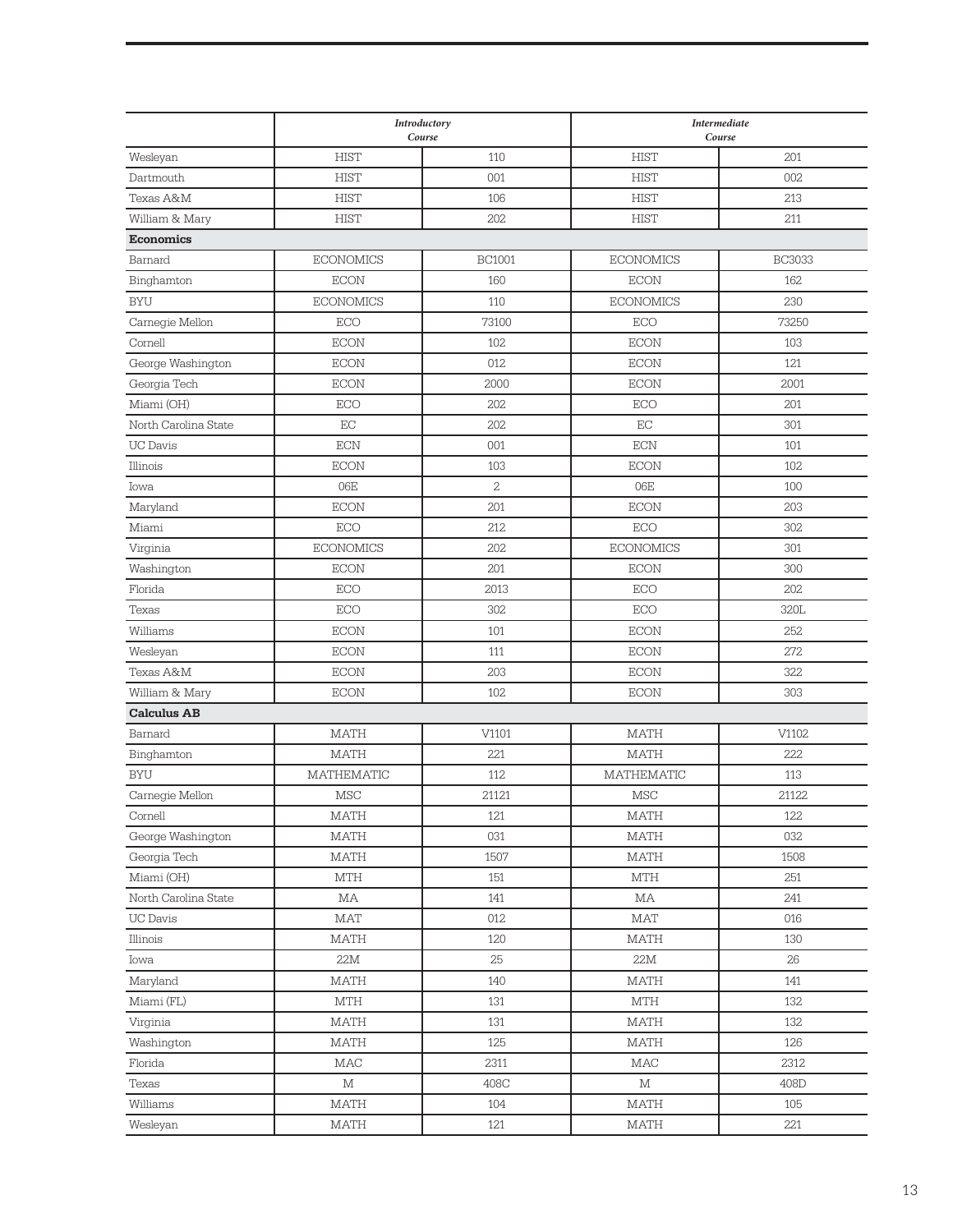| | *Introductory Course* | | *Intermediate Course* | |
|---|---|---|---|---|
| Wesleyan | HIST | 110 | HIST | 201 |
| Dartmouth | HIST | 001 | HIST | 002 |
| Texas A&M | HIST | 106 | HIST | 213 |
| William & Mary | HIST | 202 | HIST | 211 |
| **Economics** | | | | |
| Barnard | ECONOMICS | BC1001 | ECONOMICS | BC3033 |
| Binghamton | ECON | 160 | ECON | 162 |
| BYU | ECONOMICS | 110 | ECONOMICS | 230 |
| Carnegie Mellon | ECO | 73100 | ECO | 73250 |
| Cornell | ECON | 102 | ECON | 103 |
| George Washington | ECON | 012 | ECON | 121 |
| Georgia Tech | ECON | 2000 | ECON | 2001 |
| Miami (OH) | ECO | 202 | ECO | 201 |
| North Carolina State | EC | 202 | EC | 301 |
| UC Davis | ECN | 001 | ECN | 101 |
| Illinois | ECON | 103 | ECON | 102 |
| Iowa | 06E | 2 | 06E | 100 |
| Maryland | ECON | 201 | ECON | 203 |
| Miami | ECO | 212 | ECO | 302 |
| Virginia | ECONOMICS | 202 | ECONOMICS | 301 |
| Washington | ECON | 201 | ECON | 300 |
| Florida | ECO | 2013 | ECO | 202 |
| Texas | ECO | 302 | ECO | 320L |
| Williams | ECON | 101 | ECON | 252 |
| Wesleyan | ECON | 111 | ECON | 272 |
| Texas A&M | ECON | 203 | ECON | 322 |
| William & Mary | ECON | 102 | ECON | 303 |
| **Calculus AB** | | | | |
| Barnard | MATH | V1101 | MATH | V1102 |
| Binghamton | MATH | 221 | MATH | 222 |
| BYU | MATHEMATIC | 112 | MATHEMATIC | 113 |
| Carnegie Mellon | MSC | 21121 | MSC | 21122 |
| Cornell | MATH | 121 | MATH | 122 |
| George Washington | MATH | 031 | MATH | 032 |
| Georgia Tech | MATH | 1507 | MATH | 1508 |
| Miami (OH) | MTH | 151 | MTH | 251 |
| North Carolina State | MA | 141 | MA | 241 |
| UC Davis | MAT | 012 | MAT | 016 |
| Illinois | MATH | 120 | MATH | 130 |
| Iowa | 22M | 25 | 22M | 26 |
| Maryland | MATH | 140 | MATH | 141 |
| Miami (FL) | MTH | 131 | MTH | 132 |
| Virginia | MATH | 131 | MATH | 132 |
| Washington | MATH | 125 | MATH | 126 |
| Florida | MAC | 2311 | MAC | 2312 |
| Texas | M | 408C | M | 408D |
| Williams | MATH | 104 | MATH | 105 |
| Wesleyan | MATH | 121 | MATH | 221 |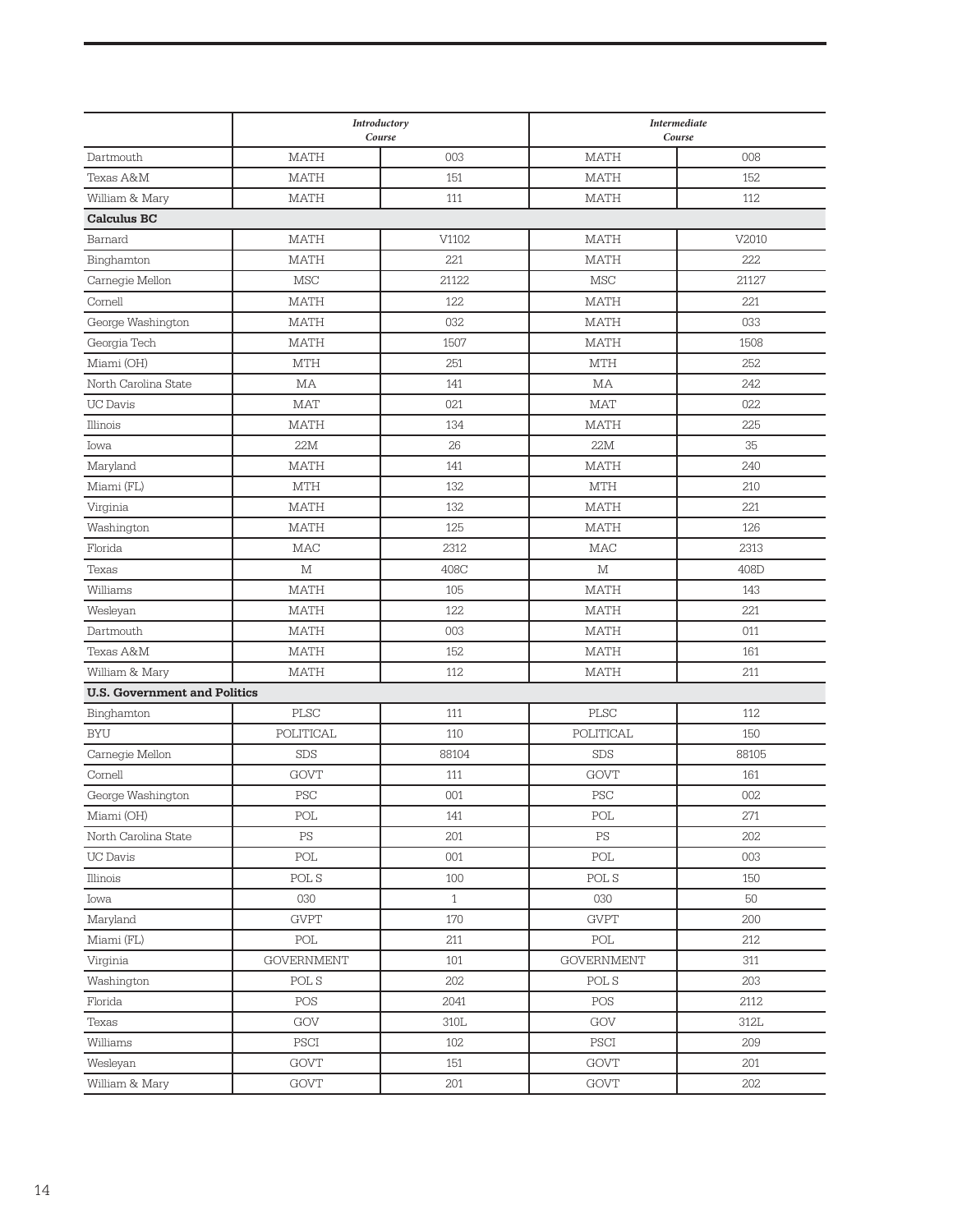| | *Introductory Course* | | *Intermediate Course* | |
|---|---|---|---|---|
| Dartmouth | MATH | 003 | MATH | 008 |
| Texas A&M | MATH | 151 | MATH | 152 |
| William & Mary | MATH | 111 | MATH | 112 |
| **Calculus BC** | | | | |
| Barnard | MATH | V1102 | MATH | V2010 |
| Binghamton | MATH | 221 | MATH | 222 |
| Carnegie Mellon | MSC | 21122 | MSC | 21127 |
| Cornell | MATH | 122 | MATH | 221 |
| George Washington | MATH | 032 | MATH | 033 |
| Georgia Tech | MATH | 1507 | MATH | 1508 |
| Miami (OH) | MTH | 251 | MTH | 252 |
| North Carolina State | MA | 141 | MA | 242 |
| UC Davis | MAT | 021 | MAT | 022 |
| Illinois | MATH | 134 | MATH | 225 |
| Iowa | 22M | 26 | 22M | 35 |
| Maryland | MATH | 141 | MATH | 240 |
| Miami (FL) | MTH | 132 | MTH | 210 |
| Virginia | MATH | 132 | MATH | 221 |
| Washington | MATH | 125 | MATH | 126 |
| Florida | MAC | 2312 | MAC | 2313 |
| Texas | M | 408C | M | 408D |
| Williams | MATH | 105 | MATH | 143 |
| Wesleyan | MATH | 122 | MATH | 221 |
| Dartmouth | MATH | 003 | MATH | 011 |
| Texas A&M | MATH | 152 | MATH | 161 |
| William & Mary | MATH | 112 | MATH | 211 |
| **U.S. Government and Politics** | | | | |
| Binghamton | PLSC | 111 | PLSC | 112 |
| BYU | POLITICAL | 110 | POLITICAL | 150 |
| Carnegie Mellon | SDS | 88104 | SDS | 88105 |
| Cornell | GOVT | 111 | GOVT | 161 |
| George Washington | PSC | 001 | PSC | 002 |
| Miami (OH) | POL | 141 | POL | 271 |
| North Carolina State | PS | 201 | PS | 202 |
| UC Davis | POL | 001 | POL | 003 |
| Illinois | POL S | 100 | POL S | 150 |
| Iowa | 030 | 1 | 030 | 50 |
| Maryland | GVPT | 170 | GVPT | 200 |
| Miami (FL) | POL | 211 | POL | 212 |
| Virginia | GOVERNMENT | 101 | GOVERNMENT | 311 |
| Washington | POL S | 202 | POL S | 203 |
| Florida | POS | 2041 | POS | 2112 |
| Texas | GOV | 310L | GOV | 312L |
| Williams | PSCI | 102 | PSCI | 209 |
| Wesleyan | GOVT | 151 | GOVT | 201 |
| William & Mary | GOVT | 201 | GOVT | 202 |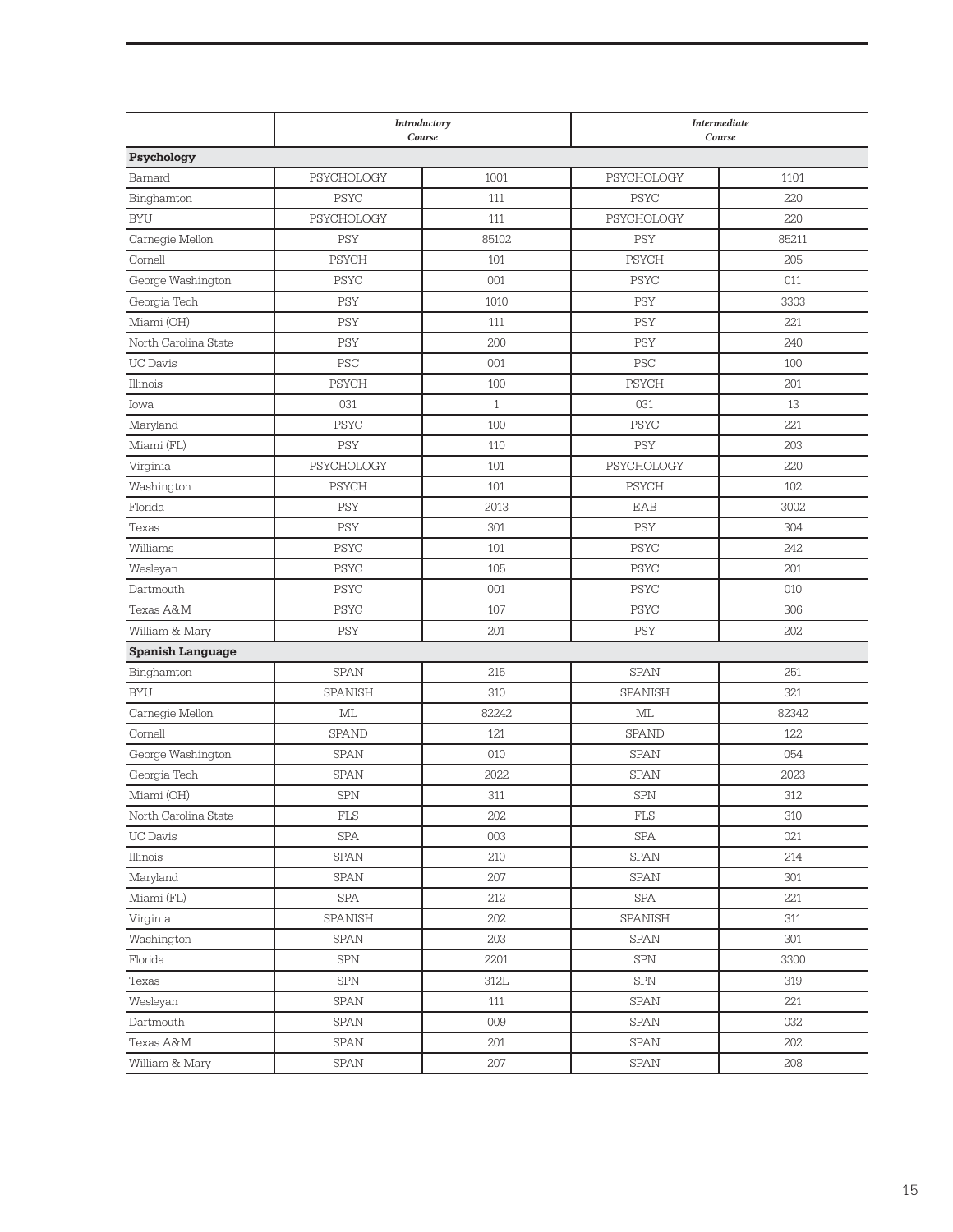| | *Introductory Course* | | *Intermediate Course* | |
|---|---|---|---|---|
| **Psychology** | | | | |
| Barnard | PSYCHOLOGY | 1001 | PSYCHOLOGY | 1101 |
| Binghamton | PSYC | 111 | PSYC | 220 |
| BYU | PSYCHOLOGY | 111 | PSYCHOLOGY | 220 |
| Carnegie Mellon | PSY | 85102 | PSY | 85211 |
| Cornell | PSYCH | 101 | PSYCH | 205 |
| George Washington | PSYC | 001 | PSYC | 011 |
| Georgia Tech | PSY | 1010 | PSY | 3303 |
| Miami (OH) | PSY | 111 | PSY | 221 |
| North Carolina State | PSY | 200 | PSY | 240 |
| UC Davis | PSC | 001 | PSC | 100 |
| Illinois | PSYCH | 100 | PSYCH | 201 |
| Iowa | 031 | 1 | 031 | 13 |
| Maryland | PSYC | 100 | PSYC | 221 |
| Miami (FL) | PSY | 110 | PSY | 203 |
| Virginia | PSYCHOLOGY | 101 | PSYCHOLOGY | 220 |
| Washington | PSYCH | 101 | PSYCH | 102 |
| Florida | PSY | 2013 | EAB | 3002 |
| Texas | PSY | 301 | PSY | 304 |
| Williams | PSYC | 101 | PSYC | 242 |
| Wesleyan | PSYC | 105 | PSYC | 201 |
| Dartmouth | PSYC | 001 | PSYC | 010 |
| Texas A&M | PSYC | 107 | PSYC | 306 |
| William & Mary | PSY | 201 | PSY | 202 |
| **Spanish Language** | | | | |
| Binghamton | SPAN | 215 | SPAN | 251 |
| BYU | SPANISH | 310 | SPANISH | 321 |
| Carnegie Mellon | ML | 82242 | ML | 82342 |
| Cornell | SPAND | 121 | SPAND | 122 |
| George Washington | SPAN | 010 | SPAN | 054 |
| Georgia Tech | SPAN | 2022 | SPAN | 2023 |
| Miami (OH) | SPN | 311 | SPN | 312 |
| North Carolina State | FLS | 202 | FLS | 310 |
| UC Davis | SPA | 003 | SPA | 021 |
| Illinois | SPAN | 210 | SPAN | 214 |
| Maryland | SPAN | 207 | SPAN | 301 |
| Miami (FL) | SPA | 212 | SPA | 221 |
| Virginia | SPANISH | 202 | SPANISH | 311 |
| Washington | SPAN | 203 | SPAN | 301 |
| Florida | SPN | 2201 | SPN | 3300 |
| Texas | SPN | 312L | SPN | 319 |
| Wesleyan | SPAN | 111 | SPAN | 221 |
| Dartmouth | SPAN | 009 | SPAN | 032 |
| Texas A&M | SPAN | 201 | SPAN | 202 |
| William & Mary | SPAN | 207 | SPAN | 208 |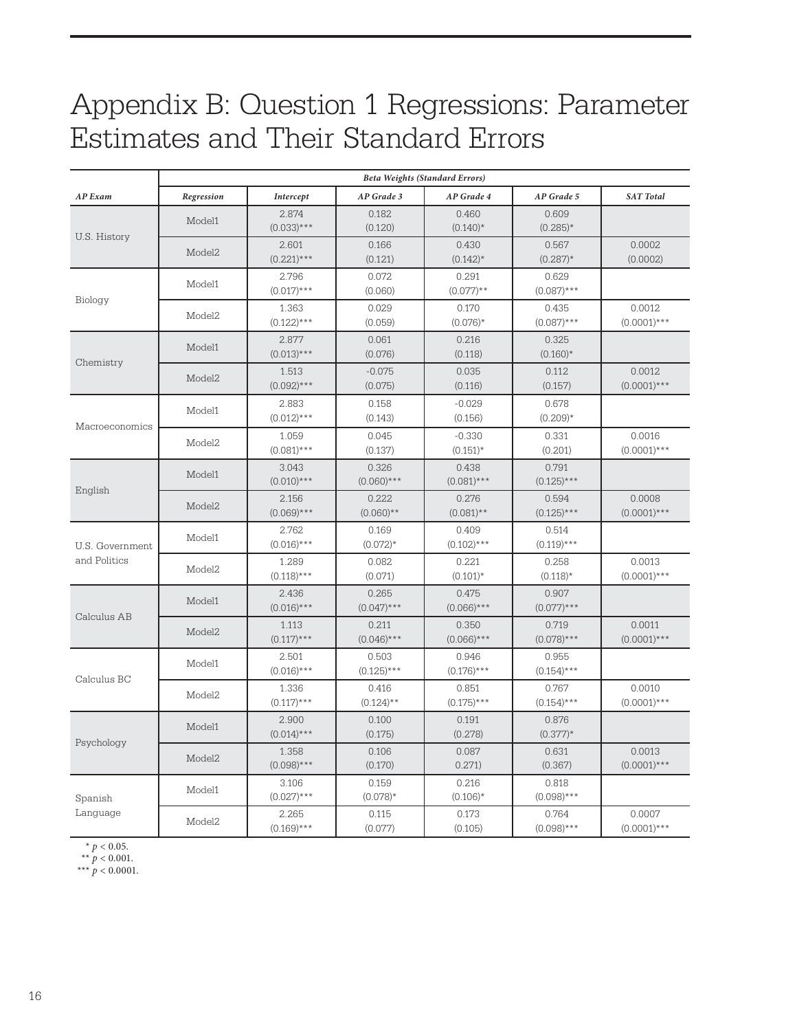# Appendix B: Question 1 Regressions: Parameter Estimates and Their Standard Errors

| | | *Beta Weights (Standard Errors)* | | | | |
|---|---|---|---|---|---|---|
| ***AP Exam*** | ***Regression*** | ***Intercept*** | ***AP Grade 3*** | ***AP Grade 4*** | ***AP Grade 5*** | ***SAT Total*** |
| U.S. History | Model1 | 2.874 (0.033)*** | 0.182 (0.120) | 0.460 (0.140)* | 0.609 (0.285)* | |
| | Model2 | 2.601 (0.221)*** | 0.166 (0.121) | 0.430 (0.142)* | 0.567 (0.287)* | 0.0002 (0.0002) |
| Biology | Model1 | 2.796 (0.017)*** | 0.072 (0.060) | 0.291 (0.077)** | 0.629 (0.087)*** | |
| | Model2 | 1.363 (0.122)*** | 0.029 (0.059) | 0.170 (0.076)* | 0.435 (0.087)*** | 0.0012 (0.0001)*** |
| Chemistry | Model1 | 2.877 (0.013)*** | 0.061 (0.076) | 0.216 (0.118) | 0.325 (0.160)* | |
| | Model2 | 1.513 (0.092)*** | -0.075 (0.075) | 0.035 (0.116) | 0.112 (0.157) | 0.0012 (0.0001)*** |
| Macroeconomics | Model1 | 2.883 (0.012)*** | 0.158 (0.143) | -0.029 (0.156) | 0.678 (0.209)* | |
| | Model2 | 1.059 (0.081)*** | 0.045 (0.137) | -0.330 (0.151)* | 0.331 (0.201) | 0.0016 (0.0001)*** |
| English | Model1 | 3.043 (0.010)*** | 0.326 (0.060)*** | 0.438 (0.081)*** | 0.791 (0.125)*** | |
| | Model2 | 2.156 (0.069)*** | 0.222 (0.060)** | 0.276 (0.081)** | 0.594 (0.125)*** | 0.0008 (0.0001)*** |
| U.S. Government and Politics | Model1 | 2.762 (0.016)*** | 0.169 (0.072)* | 0.409 (0.102)*** | 0.514 (0.119)*** | |
| | Model2 | 1.289 (0.118)*** | 0.082 (0.071) | 0.221 (0.101)* | 0.258 (0.118)* | 0.0013 (0.0001)*** |
| Calculus AB | Model1 | 2.436 (0.016)*** | 0.265 (0.047)*** | 0.475 (0.066)*** | 0.907 (0.077)*** | |
| | Model2 | 1.113 (0.117)*** | 0.211 (0.046)*** | 0.350 (0.066)*** | 0.719 (0.078)*** | 0.0011 (0.0001)*** |
| Calculus BC | Model1 | 2.501 (0.016)*** | 0.503 (0.125)*** | 0.946 (0.176)*** | 0.955 (0.154)*** | |
| | Model2 | 1.336 (0.117)*** | 0.416 (0.124)** | 0.851 (0.175)*** | 0.767 (0.154)*** | 0.0010 (0.0001)*** |
| Psychology | Model1 | 2.900 (0.014)*** | 0.100 (0.175) | 0.191 (0.278) | 0.876 (0.377)* | |
| | Model2 | 1.358 (0.098)*** | 0.106 (0.170) | 0.087 0.271) | 0.631 (0.367) | 0.0013 (0.0001)*** |
| Spanish Language | Model1 | 3.106 (0.027)*** | 0.159 (0.078)* | 0.216 (0.106)* | 0.818 (0.098)*** | |
| | Model2 | 2.265 (0.169)*** | 0.115 (0.077) | 0.173 (0.105) | 0.764 (0.098)*** | 0.0007 (0.0001)*** |

* $p < 0.05$.
** $p < 0.001$.
*** $p < 0.0001$.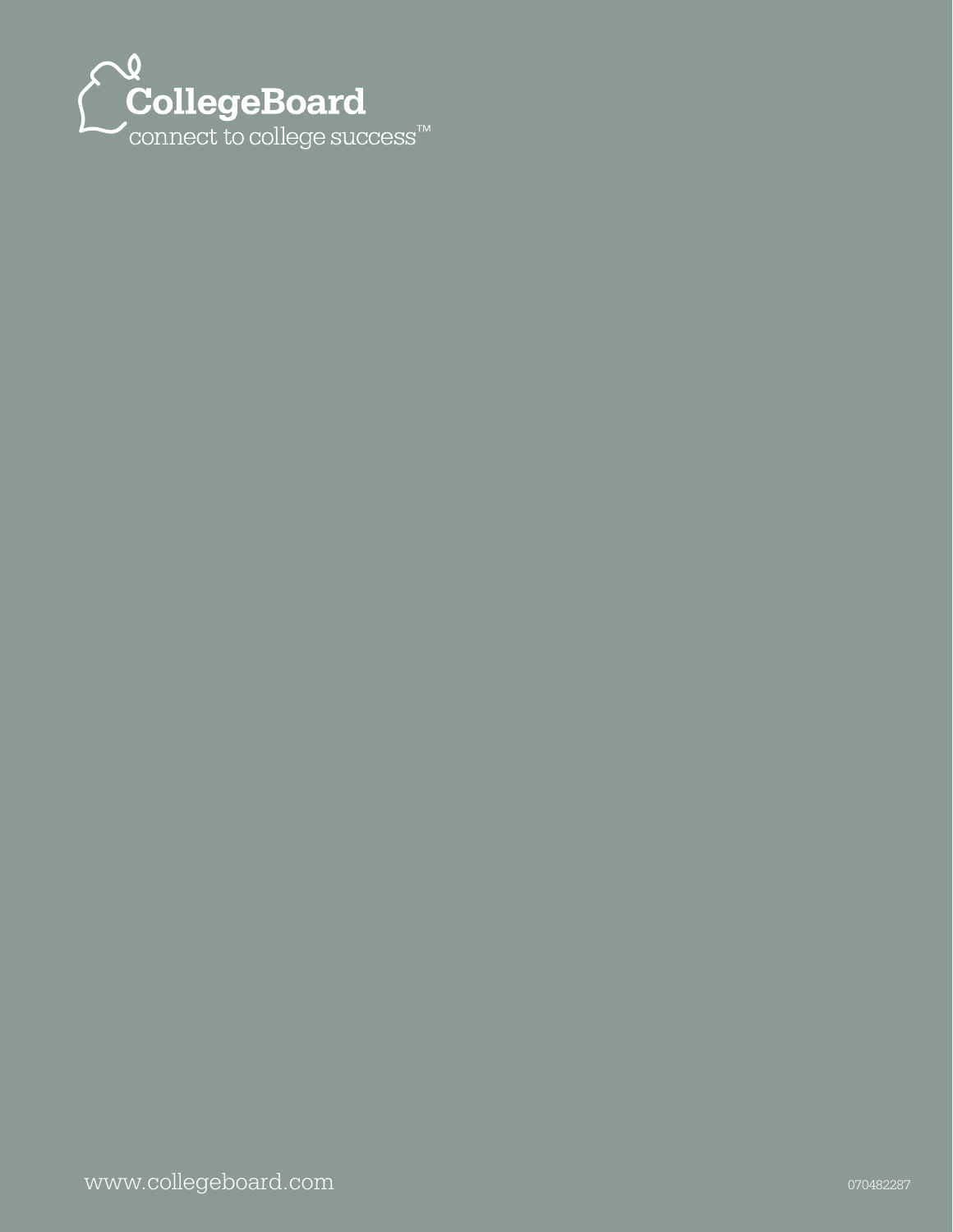CollegeBoard

connect to college success™

www.collegeboard.com

070482287